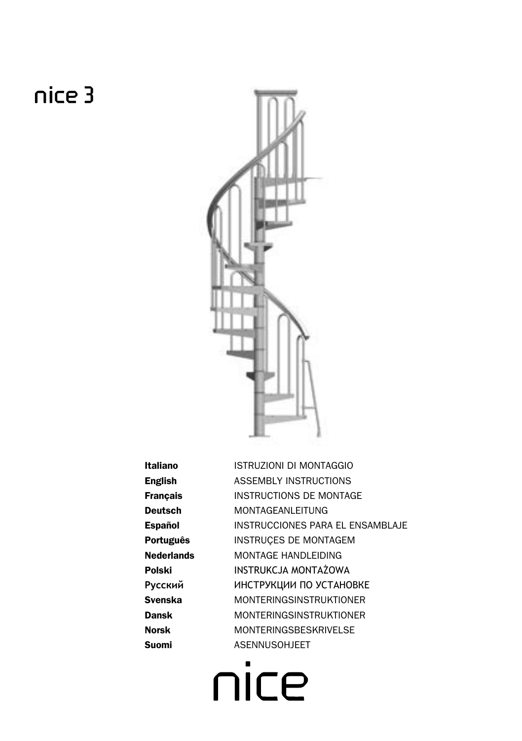# nice 3

| | |
|---|---|
| **Italiano** | ISTRUZIONI DI MONTAGGIO |
| **English** | ASSEMBLY INSTRUCTIONS |
| **Français** | INSTRUCTIONS DE MONTAGE |
| **Deutsch** | MONTAGEANLEITUNG |
| **Español** | INSTRUCCIONES PARA EL ENSAMBLAJE |
| **Português** | INSTRUÇES DE MONTAGEM |
| **Nederlands** | MONTAGE HANDLEIDING |
| **Polski** | INSTRUKCJA MONTAŻOWA |
| **Русский** | ИНСТРУКЦИИ ПО УСТАНОВКЕ |
| **Svenska** | MONTERINGSINSTRUKTIONER |
| **Dansk** | MONTERINGSINSTRUKTIONER |
| **Norsk** | MONTERINGSBESKRIVELSE |
| **Suomi** | ASENNUSOHJEET |

nice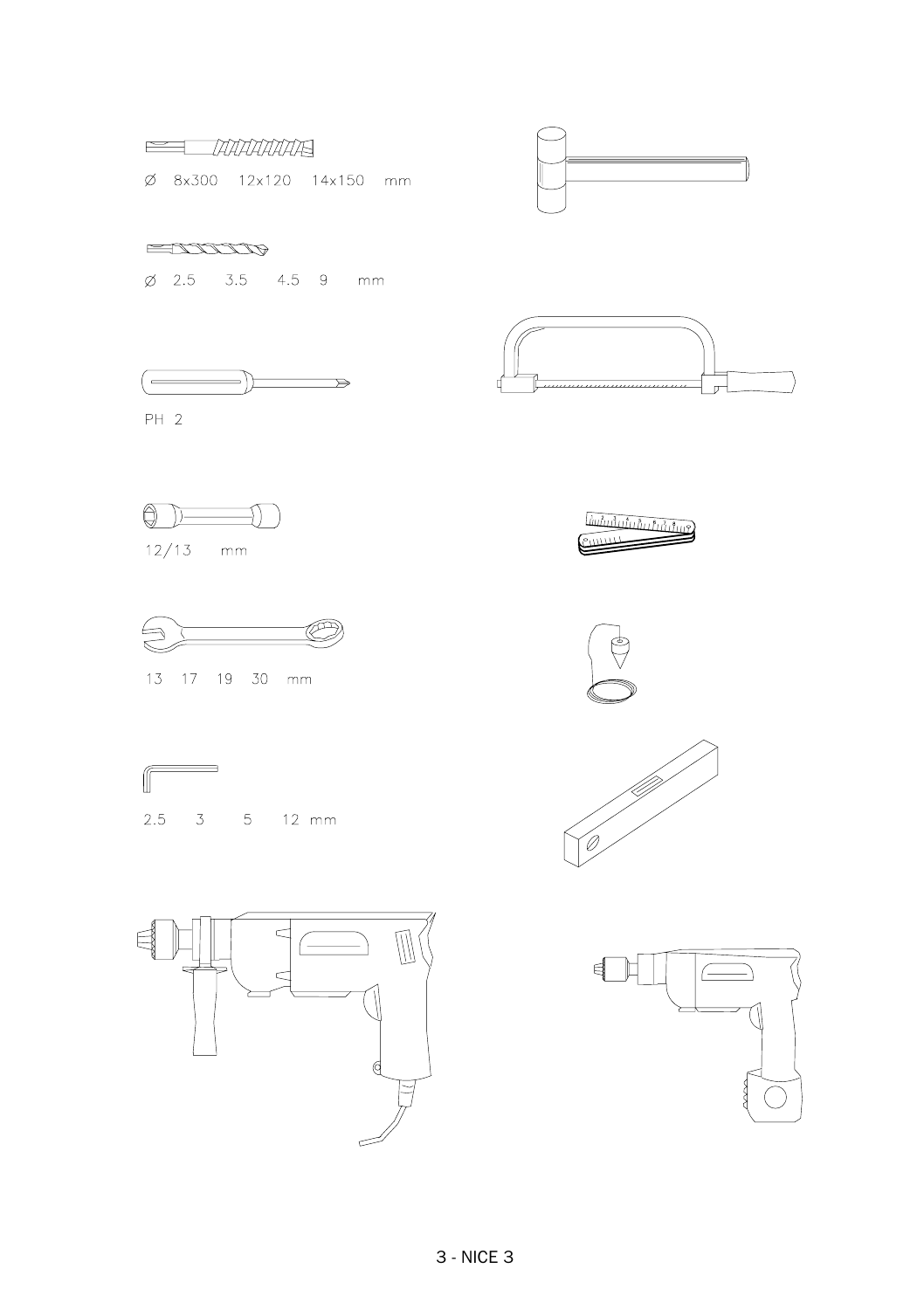Ø 8x300 12x120 14x150 mm

Ø 2.5 3.5 4.5 9 mm

PH 2

12/13 mm

13 17 19 30 mm

2.5 3 5 12 mm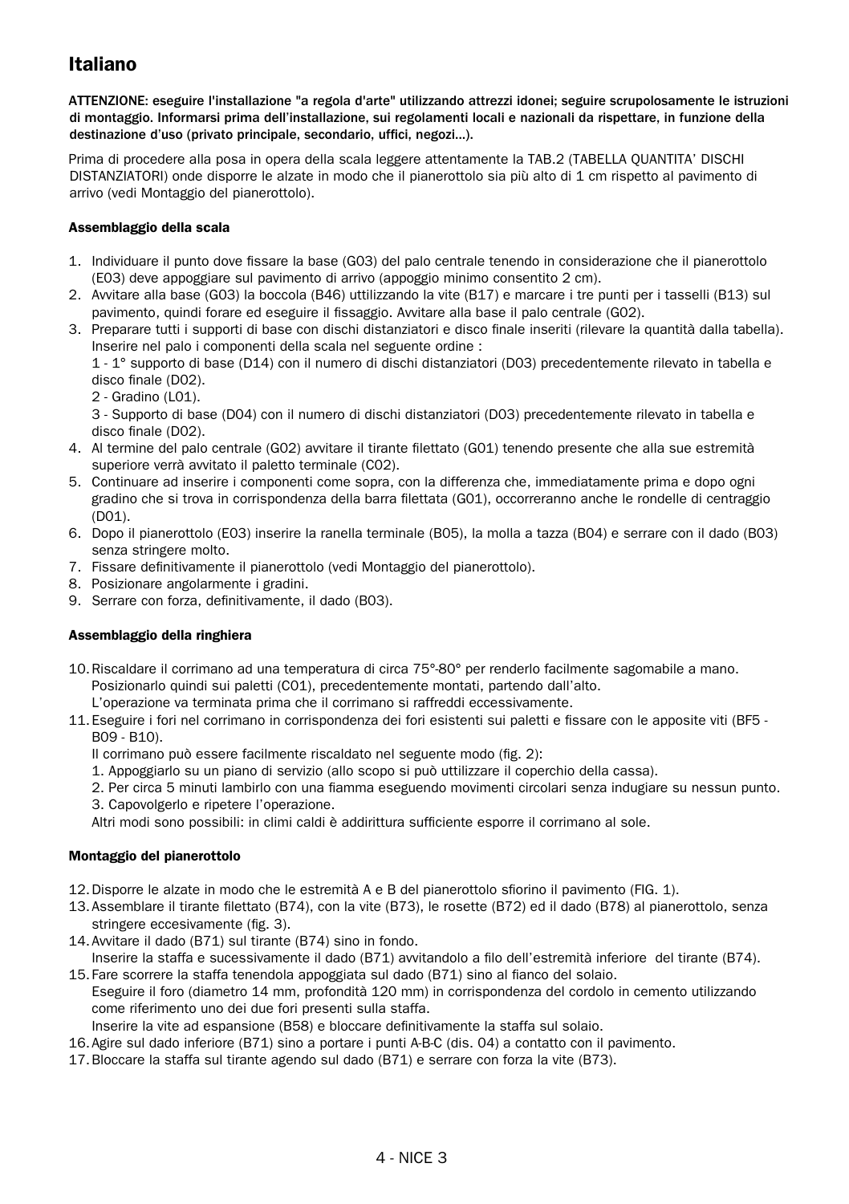# Italiano

**ATTENZIONE: eseguire l'installazione "a regola d'arte" utilizzando attrezzi idonei; seguire scrupolosamente le istruzioni di montaggio. Informarsi prima dell'installazione, sui regolamenti locali e nazionali da rispettare, in funzione della destinazione d'uso (privato principale, secondario, uffici, negozi...).**

Prima di procedere alla posa in opera della scala leggere attentamente la TAB.2 (TABELLA QUANTITA' DISCHI DISTANZIATORI) onde disporre le alzate in modo che il pianerottolo sia più alto di 1 cm rispetto al pavimento di arrivo (vedi Montaggio del pianerottolo).

### Assemblaggio della scala

1. Individuare il punto dove fissare la base (G03) del palo centrale tenendo in considerazione che il pianerottolo (E03) deve appoggiare sul pavimento di arrivo (appoggio minimo consentito 2 cm).
2. Avvitare alla base (G03) la boccola (B46) utilizzando la vite (B17) e marcare i tre punti per i tasselli (B13) sul pavimento, quindi forare ed eseguire il fissaggio. Avvitare alla base il palo centrale (G02).
3. Preparare tutti i supporti di base con dischi distanziatori e disco finale inseriti (rilevare la quantità dalla tabella). Inserire nel palo i componenti della scala nel seguente ordine :
   1 - 1° supporto di base (D14) con il numero di dischi distanziatori (D03) precedentemente rilevato in tabella e disco finale (D02).
   2 - Gradino (L01).
   3 - Supporto di base (D04) con il numero di dischi distanziatori (D03) precedentemente rilevato in tabella e disco finale (D02).
4. Al termine del palo centrale (G02) avvitare il tirante filettato (G01) tenendo presente che alla sue estremità superiore verrà avvitato il paletto terminale (C02).
5. Continuare ad inserire i componenti come sopra, con la differenza che, immediatamente prima e dopo ogni gradino che si trova in corrispondenza della barra filettata (G01), occorreranno anche le rondelle di centraggio (D01).
6. Dopo il pianerottolo (E03) inserire la ranella terminale (B05), la molla a tazza (B04) e serrare con il dado (B03) senza stringere molto.
7. Fissare definitivamente il pianerottolo (vedi Montaggio del pianerottolo).
8. Posizionare angolarmente i gradini.
9. Serrare con forza, definitivamente, il dado (B03).

### Assemblaggio della ringhiera

10. Riscaldare il corrimano ad una temperatura di circa 75°-80° per renderlo facilmente sagomabile a mano. Posizionarlo quindi sui paletti (C01), precedentemente montati, partendo dall'alto. L'operazione va terminata prima che il corrimano si raffreddi eccessivamente.
11. Eseguire i fori nel corrimano in corrispondenza dei fori esistenti sui paletti e fissare con le apposite viti (BF5 - B09 - B10).
    Il corrimano può essere facilmente riscaldato nel seguente modo (fig. 2):
    1. Appoggiarlo su un piano di servizio (allo scopo si può utilizzare il coperchio della cassa).
    2. Per circa 5 minuti lambirlo con una fiamma eseguendo movimenti circolari senza indugiare su nessun punto.
    3. Capovolgerlo e ripetere l'operazione.
    Altri modi sono possibili: in climi caldi è addirittura sufficiente esporre il corrimano al sole.

### Montaggio del pianerottolo

12. Disporre le alzate in modo che le estremità A e B del pianerottolo sfiorino il pavimento (FIG. 1).
13. Assemblare il tirante filettato (B74), con la vite (B73), le rosette (B72) ed il dado (B78) al pianerottolo, senza stringere eccesivamente (fig. 3).
14. Avvitare il dado (B71) sul tirante (B74) sino in fondo.
    Inserire la staffa e sucessivamente il dado (B71) avvitandolo a filo dell'estremità inferiore del tirante (B74).
15. Fare scorrere la staffa tenendola appoggiata sul dado (B71) sino al fianco del solaio.
    Eseguire il foro (diametro 14 mm, profondità 120 mm) in corrispondenza del cordolo in cemento utilizzando come riferimento uno dei due fori presenti sulla staffa.
    Inserire la vite ad espansione (B58) e bloccare definitivamente la staffa sul solaio.
16. Agire sul dado inferiore (B71) sino a portare i punti A-B-C (dis. 04) a contatto con il pavimento.
17. Bloccare la staffa sul tirante agendo sul dado (B71) e serrare con forza la vite (B73).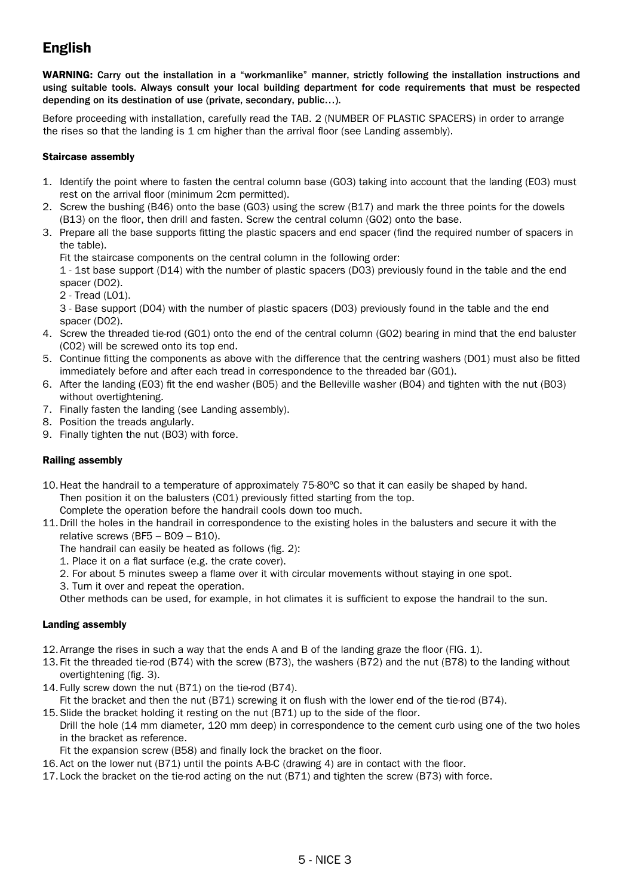## English

**WARNING: Carry out the installation in a "workmanlike" manner, strictly following the installation instructions and using suitable tools. Always consult your local building department for code requirements that must be respected depending on its destination of use (private, secondary, public…).**

Before proceeding with installation, carefully read the TAB. 2 (NUMBER OF PLASTIC SPACERS) in order to arrange the rises so that the landing is 1 cm higher than the arrival floor (see Landing assembly).

### Staircase assembly

1. Identify the point where to fasten the central column base (G03) taking into account that the landing (E03) must rest on the arrival floor (minimum 2cm permitted).
2. Screw the bushing (B46) onto the base (G03) using the screw (B17) and mark the three points for the dowels (B13) on the floor, then drill and fasten. Screw the central column (G02) onto the base.
3. Prepare all the base supports fitting the plastic spacers and end spacer (find the required number of spacers in the table).
   Fit the staircase components on the central column in the following order:
   1 - 1st base support (D14) with the number of plastic spacers (D03) previously found in the table and the end spacer (D02).
   2 - Tread (L01).
   3 - Base support (D04) with the number of plastic spacers (D03) previously found in the table and the end spacer (D02).
4. Screw the threaded tie-rod (G01) onto the end of the central column (G02) bearing in mind that the end baluster (C02) will be screwed onto its top end.
5. Continue fitting the components as above with the difference that the centring washers (D01) must also be fitted immediately before and after each tread in correspondence to the threaded bar (G01).
6. After the landing (E03) fit the end washer (B05) and the Belleville washer (B04) and tighten with the nut (B03) without overtightening.
7. Finally fasten the landing (see Landing assembly).
8. Position the treads angularly.
9. Finally tighten the nut (B03) with force.

### Railing assembly

10. Heat the handrail to a temperature of approximately 75-80°C so that it can easily be shaped by hand.
    Then position it on the balusters (C01) previously fitted starting from the top.
    Complete the operation before the handrail cools down too much.
11. Drill the holes in the handrail in correspondence to the existing holes in the balusters and secure it with the relative screws (BF5 – B09 – B10).
    The handrail can easily be heated as follows (fig. 2):
    1. Place it on a flat surface (e.g. the crate cover).
    2. For about 5 minutes sweep a flame over it with circular movements without staying in one spot.
    3. Turn it over and repeat the operation.
    Other methods can be used, for example, in hot climates it is sufficient to expose the handrail to the sun.

### Landing assembly

12. Arrange the rises in such a way that the ends A and B of the landing graze the floor (FIG. 1).
13. Fit the threaded tie-rod (B74) with the screw (B73), the washers (B72) and the nut (B78) to the landing without overtightening (fig. 3).
14. Fully screw down the nut (B71) on the tie-rod (B74).
    Fit the bracket and then the nut (B71) screwing it on flush with the lower end of the tie-rod (B74).
15. Slide the bracket holding it resting on the nut (B71) up to the side of the floor.
    Drill the hole (14 mm diameter, 120 mm deep) in correspondence to the cement curb using one of the two holes in the bracket as reference.
    Fit the expansion screw (B58) and finally lock the bracket on the floor.
16. Act on the lower nut (B71) until the points A-B-C (drawing 4) are in contact with the floor.
17. Lock the bracket on the tie-rod acting on the nut (B71) and tighten the screw (B73) with force.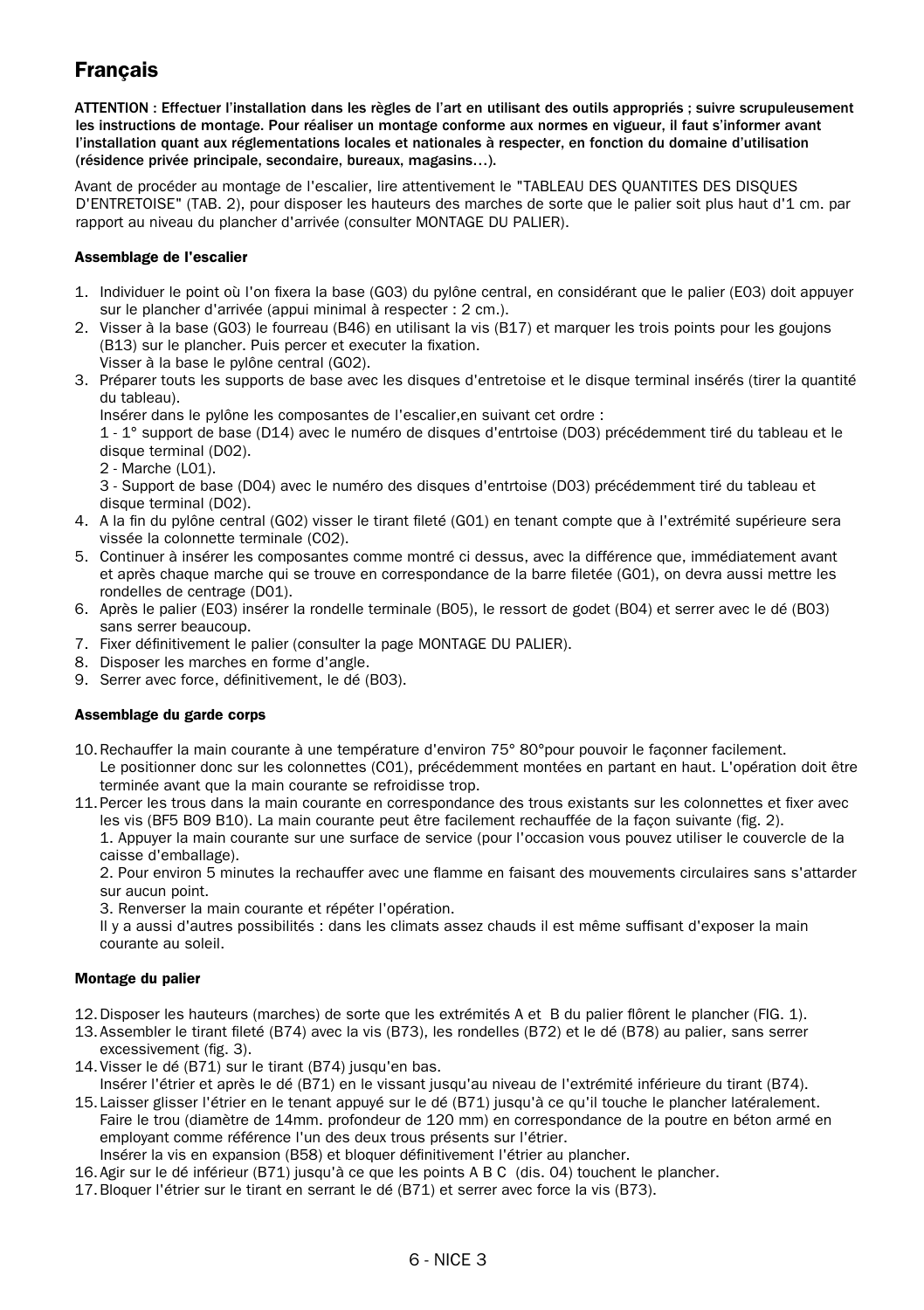# Français

**ATTENTION : Effectuer l'installation dans les règles de l'art en utilisant des outils appropriés ; suivre scrupuleusement les instructions de montage. Pour réaliser un montage conforme aux normes en vigueur, il faut s'informer avant l'installation quant aux réglementations locales et nationales à respecter, en fonction du domaine d'utilisation (résidence privée principale, secondaire, bureaux, magasins…).**

Avant de procéder au montage de l'escalier, lire attentivement le "TABLEAU DES QUANTITES DES DISQUES D'ENTRETOISE" (TAB. 2), pour disposer les hauteurs des marches de sorte que le palier soit plus haut d'1 cm. par rapport au niveau du plancher d'arrivée (consulter MONTAGE DU PALIER).

### Assemblage de l'escalier

1. Individuer le point où l'on fixera la base (G03) du pylône central, en considérant que le palier (E03) doit appuyer sur le plancher d'arrivée (appui minimal à respecter : 2 cm.).
2. Visser à la base (G03) le fourreau (B46) en utilisant la vis (B17) et marquer les trois points pour les goujons (B13) sur le plancher. Puis percer et executer la fixation.
   Visser à la base le pylône central (G02).
3. Préparer touts les supports de base avec les disques d'entretoise et le disque terminal insérés (tirer la quantité du tableau).
   Insérer dans le pylône les composantes de l'escalier,en suivant cet ordre :
   1 - 1° support de base (D14) avec le numéro de disques d'entrtoise (D03) précédemment tiré du tableau et le disque terminal (D02).
   2 - Marche (L01).
   3 - Support de base (D04) avec le numéro des disques d'entrtoise (D03) précédemment tiré du tableau et disque terminal (D02).
4. A la fin du pylône central (G02) visser le tirant fileté (G01) en tenant compte que à l'extrémité supérieure sera vissée la colonnette terminale (C02).
5. Continuer à insérer les composantes comme montré ci dessus, avec la différence que, immédiatement avant et après chaque marche qui se trouve en correspondance de la barre filetée (G01), on devra aussi mettre les rondelles de centrage (D01).
6. Après le palier (E03) insérer la rondelle terminale (B05), le ressort de godet (B04) et serrer avec le dé (B03) sans serrer beaucoup.
7. Fixer définitivement le palier (consulter la page MONTAGE DU PALIER).
8. Disposer les marches en forme d'angle.
9. Serrer avec force, définitivement, le dé (B03).

### Assemblage du garde corps

10. Rechauffer la main courante à une température d'environ 75° 80°pour pouvoir le façonner facilement.
    Le positionner donc sur les colonnettes (C01), précédemment montées en partant en haut. L'opération doit être terminée avant que la main courante se refroidisse trop.
11. Percer les trous dans la main courante en correspondance des trous existants sur les colonnettes et fixer avec les vis (BF5 B09 B10). La main courante peut être facilement rechauffée de la façon suivante (fig. 2).
    1. Appuyer la main courante sur une surface de service (pour l'occasion vous pouvez utiliser le couvercle de la caisse d'emballage).
    2. Pour environ 5 minutes la rechauffer avec une flamme en faisant des mouvements circulaires sans s'attarder sur aucun point.
    3. Renverser la main courante et répéter l'opération.
    Il y a aussi d'autres possibilités : dans les climats assez chauds il est même suffisant d'exposer la main courante au soleil.

### Montage du palier

12. Disposer les hauteurs (marches) de sorte que les extrémités A et B du palier flôrent le plancher (FIG. 1).
13. Assembler le tirant fileté (B74) avec la vis (B73), les rondelles (B72) et le dé (B78) au palier, sans serrer excessivement (fig. 3).
14. Visser le dé (B71) sur le tirant (B74) jusqu'en bas.
    Insérer l'étrier et après le dé (B71) en le vissant jusqu'au niveau de l'extrémité inférieure du tirant (B74).
15. Laisser glisser l'étrier en le tenant appuyé sur le dé (B71) jusqu'à ce qu'il touche le plancher latéralement. Faire le trou (diamètre de 14mm. profondeur de 120 mm) en correspondance de la poutre en béton armé en employant comme référence l'un des deux trous présents sur l'étrier.
    Insérer la vis en expansion (B58) et bloquer définitivement l'étrier au plancher.
16. Agir sur le dé inférieur (B71) jusqu'à ce que les points A B C (dis. 04) touchent le plancher.
17. Bloquer l'étrier sur le tirant en serrant le dé (B71) et serrer avec force la vis (B73).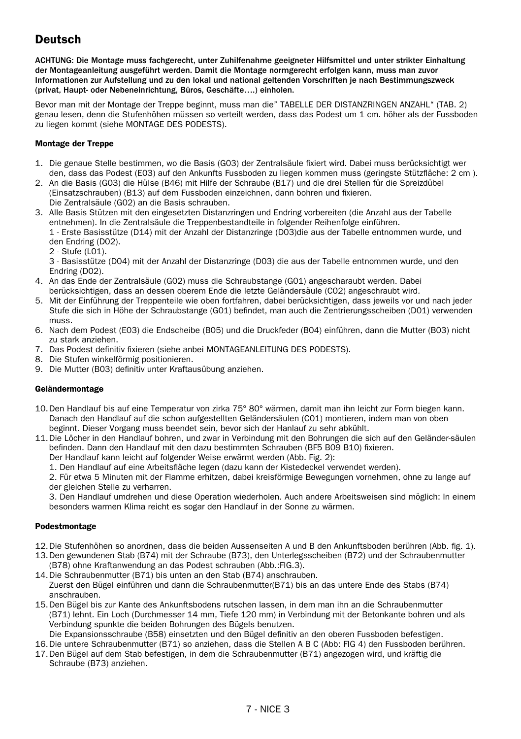# Deutsch

**ACHTUNG: Die Montage muss fachgerecht, unter Zuhilfenahme geeigneter Hilfsmittel und unter strikter Einhaltung der Montageanleitung ausgeführt werden. Damit die Montage normgerecht erfolgen kann, muss man zuvor Informationen zur Aufstellung und zu den lokal und national geltenden Vorschriften je nach Bestimmungszweck (privat, Haupt- oder Nebeneinrichtung, Büros, Geschäfte….) einholen.**

Bevor man mit der Montage der Treppe beginnt, muss man die” TABELLE DER DISTANZRINGEN ANZAHL“ (TAB. 2) genau lesen, denn die Stufenhöhen müssen so verteilt werden, dass das Podest um 1 cm. höher als der Fussboden zu liegen kommt (siehe MONTAGE DES PODESTS).

### Montage der Treppe

1. Die genaue Stelle bestimmen, wo die Basis (G03) der Zentralsäule fixiert wird. Dabei muss berücksichtigt wer den, dass das Podest (E03) auf den Ankunfts Fussboden zu liegen kommen muss (geringste Stützfläche: 2 cm ).
2. An die Basis (G03) die Hülse (B46) mit Hilfe der Schraube (B17) und die drei Stellen für die Spreizdübel (Einsatzschrauben) (B13) auf dem Fussboden einzeichnen, dann bohren und fixieren.
   Die Zentralsäule (G02) an die Basis schrauben.
3. Alle Basis Stützen mit den eingesetzten Distanzringen und Endring vorbereiten (die Anzahl aus der Tabelle entnehmen). In die Zentralsäule die Treppenbestandteile in folgender Reihenfolge einführen.
   1 - Erste Basisstütze (D14) mit der Anzahl der Distanzringe (D03)die aus der Tabelle entnommen wurde, und den Endring (D02).
   2 - Stufe (L01).
   3 - Basisstütze (D04) mit der Anzahl der Distanzringe (D03) die aus der Tabelle entnommen wurde, und den Endring (D02).
4. An das Ende der Zentralsäule (G02) muss die Schraubstange (G01) angescharaubt werden. Dabei berücksichtigen, dass an dessen oberem Ende die letzte Geländersäule (C02) angeschraubt wird.
5. Mit der Einführung der Treppenteile wie oben fortfahren, dabei berücksichtigen, dass jeweils vor und nach jeder Stufe die sich in Höhe der Schraubstange (G01) befindet, man auch die Zentrierungsscheiben (D01) verwenden muss.
6. Nach dem Podest (E03) die Endscheibe (B05) und die Druckfeder (B04) einführen, dann die Mutter (B03) nicht zu stark anziehen.
7. Das Podest definitiv fixieren (siehe anbei MONTAGEANLEITUNG DES PODESTS).
8. Die Stufen winkelförmig positionieren.
9. Die Mutter (B03) definitiv unter Kraftausübung anziehen.

### Geländermontage

10. Den Handlauf bis auf eine Temperatur von zirka 75° 80° wärmen, damit man ihn leicht zur Form biegen kann. Danach den Handlauf auf die schon aufgestellten Geländersäulen (C01) montieren, indem man von oben beginnt. Dieser Vorgang muss beendet sein, bevor sich der Hanlauf zu sehr abkühlt.
11. Die Löcher in den Handlauf bohren, und zwar in Verbindung mit den Bohrungen die sich auf den Geländer-säulen befinden. Dann den Handlauf mit den dazu bestimmten Schrauben (BF5 B09 B10) fixieren.
    Der Handlauf kann leicht auf folgender Weise erwärmt werden (Abb. Fig. 2):
    1. Den Handlauf auf eine Arbeitsfläche legen (dazu kann der Kistedeckel verwendet werden).
    2. Für etwa 5 Minuten mit der Flamme erhitzen, dabei kreisförmige Bewegungen vornehmen, ohne zu lange auf der gleichen Stelle zu verharren.
    3. Den Handlauf umdrehen und diese Operation wiederholen. Auch andere Arbeitsweisen sind möglich: In einem besonders warmen Klima reicht es sogar den Handlauf in der Sonne zu wärmen.

### Podestmontage

12. Die Stufenhöhen so anordnen, dass die beiden Aussenseiten A und B den Ankunftsboden berühren (Abb. fig. 1).
13. Den gewundenen Stab (B74) mit der Schraube (B73), den Unterlegsscheiben (B72) und der Schraubenmutter (B78) ohne Kraftanwendung an das Podest schrauben (Abb.:FIG.3).
14. Die Schraubenmutter (B71) bis unten an den Stab (B74) anschrauben.
    Zuerst den Bügel einführen und dann die Schraubenmutter(B71) bis an das untere Ende des Stabs (B74) anschrauben.
15. Den Bügel bis zur Kante des Ankunftsbodens rutschen lassen, in dem man ihn an die Schraubenmutter (B71) lehnt. Ein Loch (Durchmesser 14 mm, Tiefe 120 mm) in Verbindung mit der Betonkante bohren und als Verbindung spunkte die beiden Bohrungen des Bügels benutzen.
    Die Expansionsschraube (B58) einsetzten und den Bügel definitiv an den oberen Fussboden befestigen.
16. Die untere Schraubenmutter (B71) so anziehen, dass die Stellen A B C (Abb: FIG 4) den Fussboden berühren.
17. Den Bügel auf dem Stab befestigen, in dem die Schraubenmutter (B71) angezogen wird, und kräftig die Schraube (B73) anziehen.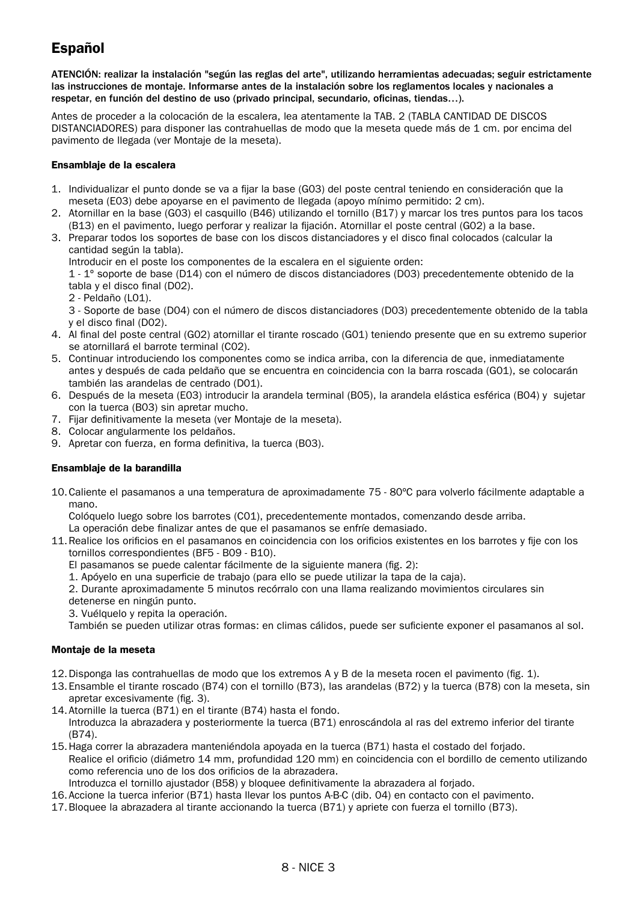# Español

**ATENCIÓN: realizar la instalación "según las reglas del arte", utilizando herramientas adecuadas; seguir estrictamente las instrucciones de montaje. Informarse antes de la instalación sobre los reglamentos locales y nacionales a respetar, en función del destino de uso (privado principal, secundario, oficinas, tiendas…).**

Antes de proceder a la colocación de la escalera, lea atentamente la TAB. 2 (TABLA CANTIDAD DE DISCOS DISTANCIADORES) para disponer las contrahuellas de modo que la meseta quede más de 1 cm. por encima del pavimento de llegada (ver Montaje de la meseta).

### Ensamblaje de la escalera

1. Individualizar el punto donde se va a fijar la base (G03) del poste central teniendo en consideración que la meseta (E03) debe apoyarse en el pavimento de llegada (apoyo mínimo permitido: 2 cm).
2. Atornillar en la base (G03) el casquillo (B46) utilizando el tornillo (B17) y marcar los tres puntos para los tacos (B13) en el pavimento, luego perforar y realizar la fijación. Atornillar el poste central (G02) a la base.
3. Preparar todos los soportes de base con los discos distanciadores y el disco final colocados (calcular la cantidad según la tabla).
   Introducir en el poste los componentes de la escalera en el siguiente orden:
   1 - 1° soporte de base (D14) con el número de discos distanciadores (D03) precedentemente obtenido de la tabla y el disco final (D02).
   2 - Peldaño (L01).
   3 - Soporte de base (D04) con el número de discos distanciadores (D03) precedentemente obtenido de la tabla y el disco final (D02).
4. Al final del poste central (G02) atornillar el tirante roscado (G01) teniendo presente que en su extremo superior se atornillará el barrote terminal (C02).
5. Continuar introduciendo los componentes como se indica arriba, con la diferencia de que, inmediatamente antes y después de cada peldaño que se encuentra en coincidencia con la barra roscada (G01), se colocarán también las arandelas de centrado (D01).
6. Después de la meseta (E03) introducir la arandela terminal (B05), la arandela elástica esférica (B04) y sujetar con la tuerca (B03) sin apretar mucho.
7. Fijar definitivamente la meseta (ver Montaje de la meseta).
8. Colocar angularmente los peldaños.
9. Apretar con fuerza, en forma definitiva, la tuerca (B03).

### Ensamblaje de la barandilla

10. Caliente el pasamanos a una temperatura de aproximadamente 75 - 80°C para volverlo fácilmente adaptable a mano.
    Colóquelo luego sobre los barrotes (C01), precedentemente montados, comenzando desde arriba.
    La operación debe finalizar antes de que el pasamanos se enfríe demasiado.
11. Realice los orificios en el pasamanos en coincidencia con los orificios existentes en los barrotes y fije con los tornillos correspondientes (BF5 - B09 - B10).
    El pasamanos se puede calentar fácilmente de la siguiente manera (fig. 2):
    1. Apóyelo en una superficie de trabajo (para ello se puede utilizar la tapa de la caja).
    2. Durante aproximadamente 5 minutos recórralo con una llama realizando movimientos circulares sin detenerse en ningún punto.
    3. Vuélquelo y repita la operación.
    También se pueden utilizar otras formas: en climas cálidos, puede ser suficiente exponer el pasamanos al sol.

### Montaje de la meseta

12. Disponga las contrahuellas de modo que los extremos A y B de la meseta rocen el pavimento (fig. 1).
13. Ensamble el tirante roscado (B74) con el tornillo (B73), las arandelas (B72) y la tuerca (B78) con la meseta, sin apretar excesivamente (fig. 3).
14. Atornille la tuerca (B71) en el tirante (B74) hasta el fondo.
    Introduzca la abrazadera y posteriormente la tuerca (B71) enroscándola al ras del extremo inferior del tirante (B74).
15. Haga correr la abrazadera manteniéndola apoyada en la tuerca (B71) hasta el costado del forjado.
    Realice el orificio (diámetro 14 mm, profundidad 120 mm) en coincidencia con el bordillo de cemento utilizando como referencia uno de los dos orificios de la abrazadera.
    Introduzca el tornillo ajustador (B58) y bloquee definitivamente la abrazadera al forjado.
16. Accione la tuerca inferior (B71) hasta llevar los puntos A-B-C (dib. 04) en contacto con el pavimento.
17. Bloquee la abrazadera al tirante accionando la tuerca (B71) y apriete con fuerza el tornillo (B73).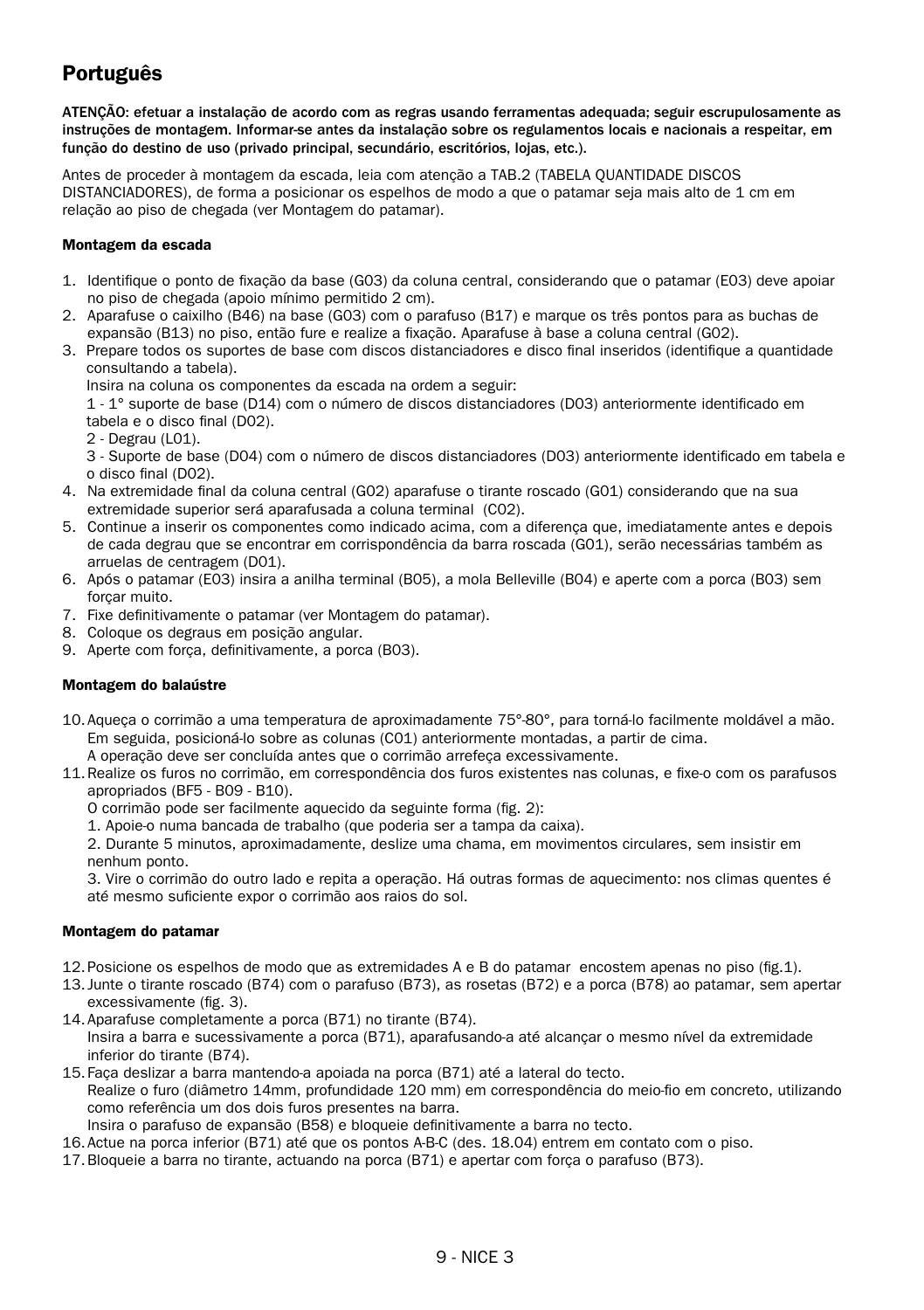# Português

**ATENÇÃO: efetuar a instalação de acordo com as regras usando ferramentas adequada; seguir escrupulosamente as instruções de montagem. Informar-se antes da instalação sobre os regulamentos locais e nacionais a respeitar, em função do destino de uso (privado principal, secundário, escritórios, lojas, etc.).**

Antes de proceder à montagem da escada, leia com atenção a TAB.2 (TABELA QUANTIDADE DISCOS DISTANCIADORES), de forma a posicionar os espelhos de modo a que o patamar seja mais alto de 1 cm em relação ao piso de chegada (ver Montagem do patamar).

### Montagem da escada

1. Identifique o ponto de fixação da base (G03) da coluna central, considerando que o patamar (E03) deve apoiar no piso de chegada (apoio mínimo permitido 2 cm).
2. Aparafuse o caixilho (B46) na base (G03) com o parafuso (B17) e marque os três pontos para as buchas de expansão (B13) no piso, então fure e realize a fixação. Aparafuse à base a coluna central (G02).
3. Prepare todos os suportes de base com discos distanciadores e disco final inseridos (identifique a quantidade consultando a tabela).
   Insira na coluna os componentes da escada na ordem a seguir:
   1 - 1° suporte de base (D14) com o número de discos distanciadores (D03) anteriormente identificado em tabela e o disco final (D02).
   2 - Degrau (L01).
   3 - Suporte de base (D04) com o número de discos distanciadores (D03) anteriormente identificado em tabela e o disco final (D02).
4. Na extremidade final da coluna central (G02) aparafuse o tirante roscado (G01) considerando que na sua extremidade superior será aparafusada a coluna terminal (C02).
5. Continue a inserir os componentes como indicado acima, com a diferença que, imediatamente antes e depois de cada degrau que se encontrar em corrispondência da barra roscada (G01), serão necessárias também as arruelas de centragem (D01).
6. Após o patamar (E03) insira a anilha terminal (B05), a mola Belleville (B04) e aperte com a porca (B03) sem forçar muito.
7. Fixe definitivamente o patamar (ver Montagem do patamar).
8. Coloque os degraus em posição angular.
9. Aperte com força, definitivamente, a porca (B03).

### Montagem do balaústre

10. Aqueça o corrimão a uma temperatura de aproximadamente 75°-80°, para torná-lo facilmente moldável a mão. Em seguida, posicioná-lo sobre as colunas (C01) anteriormente montadas, a partir de cima.
    A operação deve ser concluída antes que o corrimão arrefeça excessivamente.
11. Realize os furos no corrimão, em correspondência dos furos existentes nas colunas, e fixe-o com os parafusos apropriados (BF5 - B09 - B10).
    O corrimão pode ser facilmente aquecido da seguinte forma (fig. 2):
    1. Apoie-o numa bancada de trabalho (que poderia ser a tampa da caixa).
    2. Durante 5 minutos, aproximadamente, deslize uma chama, em movimentos circulares, sem insistir em nenhum ponto.
    3. Vire o corrimão do outro lado e repita a operação. Há outras formas de aquecimento: nos climas quentes é até mesmo suficiente expor o corrimão aos raios do sol.

### Montagem do patamar

12. Posicione os espelhos de modo que as extremidades A e B do patamar encostem apenas no piso (fig.1).
13. Junte o tirante roscado (B74) com o parafuso (B73), as rosetas (B72) e a porca (B78) ao patamar, sem apertar excessivamente (fig. 3).
14. Aparafuse completamente a porca (B71) no tirante (B74).
    Insira a barra e sucessivamente a porca (B71), aparafusando-a até alcançar o mesmo nível da extremidade inferior do tirante (B74).
15. Faça deslizar a barra mantendo-a apoiada na porca (B71) até a lateral do tecto.
    Realize o furo (diâmetro 14mm, profundidade 120 mm) em correspondência do meio-fio em concreto, utilizando como referência um dos dois furos presentes na barra.
    Insira o parafuso de expansão (B58) e bloqueie definitivamente a barra no tecto.
16. Actue na porca inferior (B71) até que os pontos A-B-C (des. 18.04) entrem em contato com o piso.
17. Bloqueie a barra no tirante, actuando na porca (B71) e apertar com força o parafuso (B73).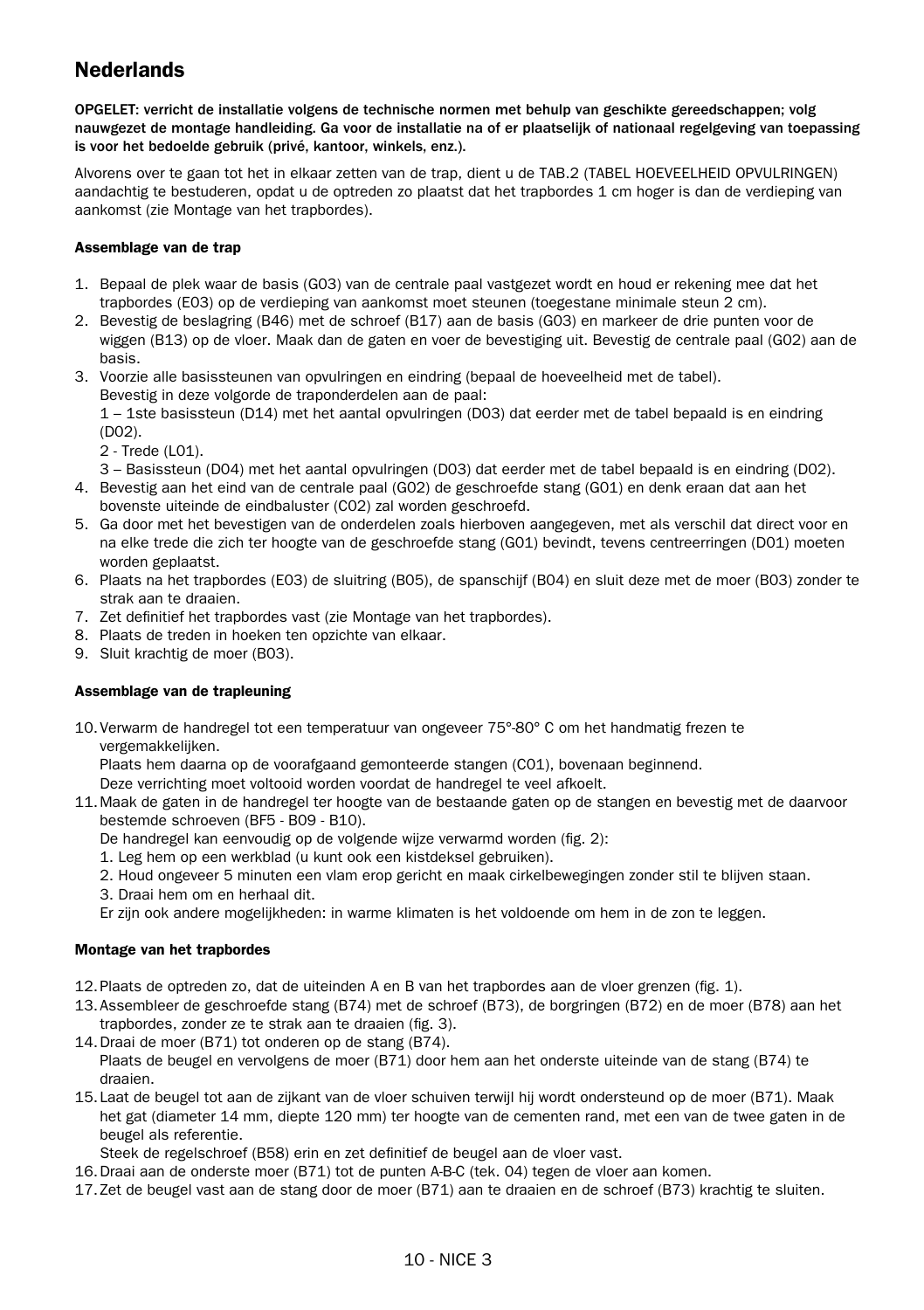## Nederlands

**OPGELET: verricht de installatie volgens de technische normen met behulp van geschikte gereedschappen; volg nauwgezet de montage handleiding. Ga voor de installatie na of er plaatselijk of nationaal regelgeving van toepassing is voor het bedoelde gebruik (privé, kantoor, winkels, enz.).**

Alvorens over te gaan tot het in elkaar zetten van de trap, dient u de TAB.2 (TABEL HOEVEELHEID OPVULRINGEN) aandachtig te bestuderen, opdat u de optreden zo plaatst dat het trapbordes 1 cm hoger is dan de verdieping van aankomst (zie Montage van het trapbordes).

### Assemblage van de trap

1. Bepaal de plek waar de basis (G03) van de centrale paal vastgezet wordt en houd er rekening mee dat het trapbordes (E03) op de verdieping van aankomst moet steunen (toegestane minimale steun 2 cm).
2. Bevestig de beslagring (B46) met de schroef (B17) aan de basis (G03) en markeer de drie punten voor de wiggen (B13) op de vloer. Maak dan de gaten en voer de bevestiging uit. Bevestig de centrale paal (G02) aan de basis.
3. Voorzie alle basissteunen van opvulringen en eindring (bepaal de hoeveelheid met de tabel).
   Bevestig in deze volgorde de traponderdelen aan de paal:
   1 – 1ste basissteun (D14) met het aantal opvulringen (D03) dat eerder met de tabel bepaald is en eindring (D02).
   2 - Trede (L01).
   3 – Basissteun (D04) met het aantal opvulringen (D03) dat eerder met de tabel bepaald is en eindring (D02).
4. Bevestig aan het eind van de centrale paal (G02) de geschroefde stang (G01) en denk eraan dat aan het bovenste uiteinde de eindbaluster (C02) zal worden geschroefd.
5. Ga door met het bevestigen van de onderdelen zoals hierboven aangegeven, met als verschil dat direct voor en na elke trede die zich ter hoogte van de geschroefde stang (G01) bevindt, tevens centreerringen (D01) moeten worden geplaatst.
6. Plaats na het trapbordes (E03) de sluitring (B05), de spanschijf (B04) en sluit deze met de moer (B03) zonder te strak aan te draaien.
7. Zet definitief het trapbordes vast (zie Montage van het trapbordes).
8. Plaats de treden in hoeken ten opzichte van elkaar.
9. Sluit krachtig de moer (B03).

### Assemblage van de trapleuning

10. Verwarm de handregel tot een temperatuur van ongeveer 75°-80° C om het handmatig frezen te vergemakkelijken.
    Plaats hem daarna op de voorafgaand gemonteerde stangen (C01), bovenaan beginnend.
    Deze verrichting moet voltooid worden voordat de handregel te veel afkoelt.
11. Maak de gaten in de handregel ter hoogte van de bestaande gaten op de stangen en bevestig met de daarvoor bestemde schroeven (BF5 - B09 - B10).
    De handregel kan eenvoudig op de volgende wijze verwarmd worden (fig. 2):
    1. Leg hem op een werkblad (u kunt ook een kistdeksel gebruiken).
    2. Houd ongeveer 5 minuten een vlam erop gericht en maak cirkelbewegingen zonder stil te blijven staan.
    3. Draai hem om en herhaal dit.
    Er zijn ook andere mogelijkheden: in warme klimaten is het voldoende om hem in de zon te leggen.

### Montage van het trapbordes

12. Plaats de optreden zo, dat de uiteinden A en B van het trapbordes aan de vloer grenzen (fig. 1).
13. Assembleer de geschroefde stang (B74) met de schroef (B73), de borgringen (B72) en de moer (B78) aan het trapbordes, zonder ze te strak aan te draaien (fig. 3).
14. Draai de moer (B71) tot onderen op de stang (B74).
    Plaats de beugel en vervolgens de moer (B71) door hem aan het onderste uiteinde van de stang (B74) te draaien.
15. Laat de beugel tot aan de zijkant van de vloer schuiven terwijl hij wordt ondersteund op de moer (B71). Maak het gat (diameter 14 mm, diepte 120 mm) ter hoogte van de cementen rand, met een van de twee gaten in de beugel als referentie.
    Steek de regelschroef (B58) erin en zet definitief de beugel aan de vloer vast.
16. Draai aan de onderste moer (B71) tot de punten A-B-C (tek. 04) tegen de vloer aan komen.
17. Zet de beugel vast aan de stang door de moer (B71) aan te draaien en de schroef (B73) krachtig te sluiten.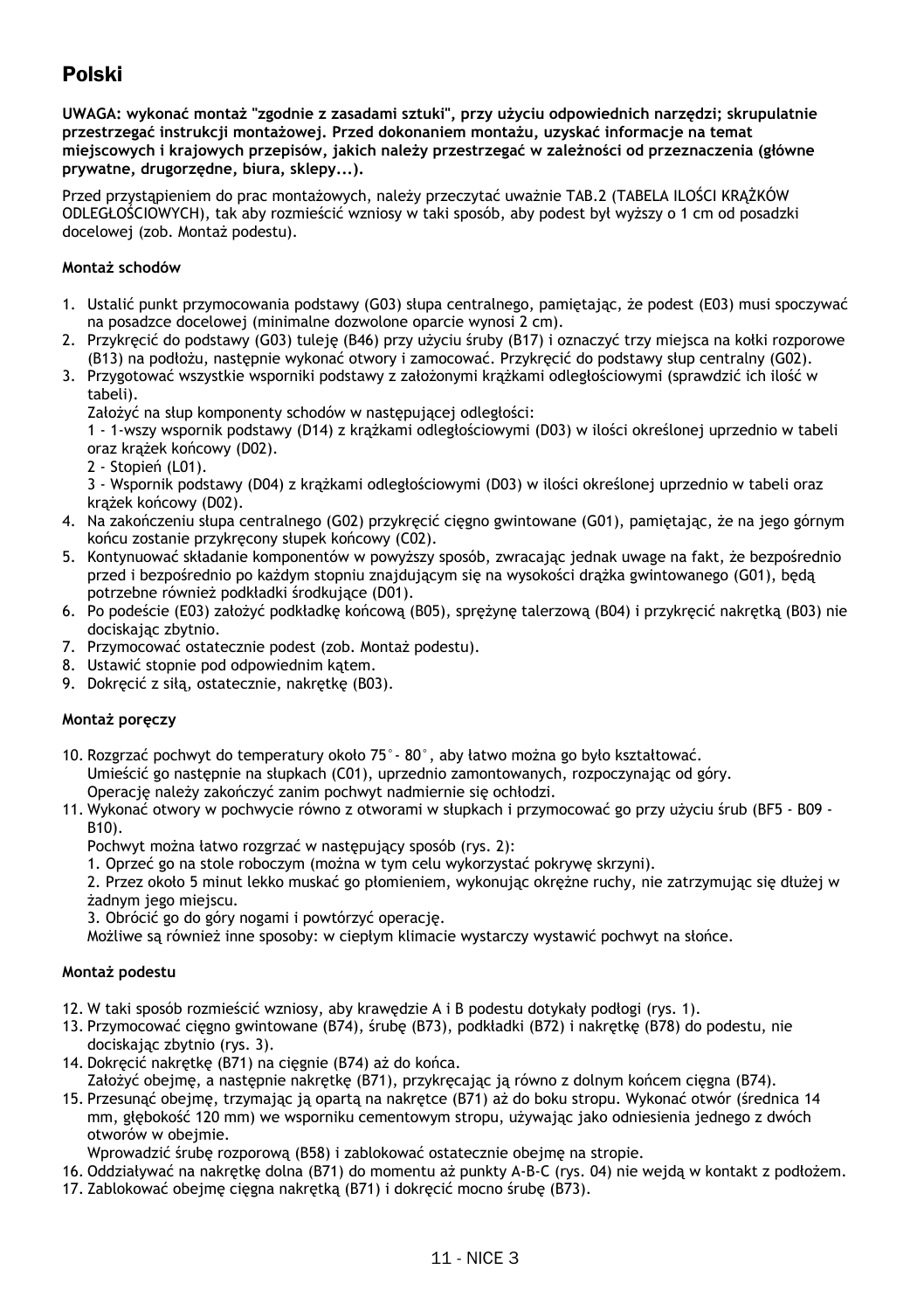# Polski

**UWAGA: wykonać montaż "zgodnie z zasadami sztuki", przy użyciu odpowiednich narzędzi; skrupulatnie przestrzegać instrukcji montażowej. Przed dokonaniem montażu, uzyskać informacje na temat miejscowych i krajowych przepisów, jakich należy przestrzegać w zależności od przeznaczenia (główne prywatne, drugorzędne, biura, sklepy...).**

Przed przystąpieniem do prac montażowych, należy przeczytać uważnie TAB.2 (TABELA ILOŚCI KRĄŻKÓW ODLEGŁOŚCIOWYCH), tak aby rozmieścić wzniosy w taki sposób, aby podest był wyższy o 1 cm od posadzki docelowej (zob. Montaż podestu).

### Montaż schodów

1. Ustalić punkt przymocowania podstawy (G03) słupa centralnego, pamiętając, że podest (E03) musi spoczywać na posadzce docelowej (minimalne dozwolone oparcie wynosi 2 cm).
2. Przykręcić do podstawy (G03) tuleję (B46) przy użyciu śruby (B17) i oznaczyć trzy miejsca na kołki rozporowe (B13) na podłożu, następnie wykonać otwory i zamocować. Przykręcić do podstawy słup centralny (G02).
3. Przygotować wszystkie wsporniki podstawy z założonymi krążkami odległościowymi (sprawdzić ich ilość w tabeli).
   Założyć na słup komponenty schodów w następującej odległości:
   1 - 1-wszy wspornik podstawy (D14) z krążkami odległościowymi (D03) w ilości określonej uprzednio w tabeli oraz krążek końcowy (D02).
   2 - Stopień (L01).
   3 - Wspornik podstawy (D04) z krążkami odległościowymi (D03) w ilości określonej uprzednio w tabeli oraz krążek końcowy (D02).
4. Na zakończeniu słupa centralnego (G02) przykręcić cięgno gwintowane (G01), pamiętając, że na jego górnym końcu zostanie przykręcony słupek końcowy (C02).
5. Kontynuować składanie komponentów w powyższy sposób, zwracając jednak uwage na fakt, że bezpośrednio przed i bezpośrednio po każdym stopniu znajdującym się na wysokości drążka gwintowanego (G01), będą potrzebne również podkładki środkujące (D01).
6. Po podeście (E03) założyć podkładkę końcową (B05), sprężynę talerzową (B04) i przykręcić nakrętką (B03) nie dociskając zbytnio.
7. Przymocować ostatecznie podest (zob. Montaż podestu).
8. Ustawić stopnie pod odpowiednim kątem.
9. Dokręcić z siłą, ostatecznie, nakrętkę (B03).

### Montaż poręczy

10. Rozgrzać pochwyt do temperatury około 75°- 80°, aby łatwo można go było kształtować.
    Umieścić go następnie na słupkach (C01), uprzednio zamontowanych, rozpoczynając od góry.
    Operację należy zakończyć zanim pochwyt nadmiernie się ochłodzi.
11. Wykonać otwory w pochwycie równo z otworami w słupkach i przymocować go przy użyciu śrub (BF5 - B09 - B10).
    Pochwyt można łatwo rozgrzać w następujący sposób (rys. 2):
    1. Oprzeć go na stole roboczym (można w tym celu wykorzystać pokrywę skrzyni).
    2. Przez około 5 minut lekko muskać go płomieniem, wykonując okrężne ruchy, nie zatrzymując się dłużej w żadnym jego miejscu.
    3. Obrócić go do góry nogami i powtórzyć operację.
    Możliwe są również inne sposoby: w ciepłym klimacie wystarczy wystawić pochwyt na słońce.

### Montaż podestu

12. W taki sposób rozmieścić wzniosy, aby krawędzie A i B podestu dotykały podłogi (rys. 1).
13. Przymocować cięgno gwintowane (B74), śrubę (B73), podkładki (B72) i nakrętkę (B78) do podestu, nie dociskając zbytnio (rys. 3).
14. Dokręcić nakrętkę (B71) na cięgnie (B74) aż do końca.
    Założyć obejmę, a następnie nakrętkę (B71), przykręcając ją równo z dolnym końcem cięgna (B74).
15. Przesunąć obejmę, trzymając ją opartą na nakrętce (B71) aż do boku stropu. Wykonać otwór (średnica 14 mm, głębokość 120 mm) we wsporniku cementowym stropu, używając jako odniesienia jednego z dwóch otworów w obejmie.
    Wprowadzić śrubę rozporową (B58) i zablokować ostatecznie obejmę na stropie.
16. Oddziaływać na nakrętkę dolna (B71) do momentu aż punkty A-B-C (rys. 04) nie wejdą w kontakt z podłożem.
17. Zablokować obejmę cięgna nakrętką (B71) i dokręcić mocno śrubę (B73).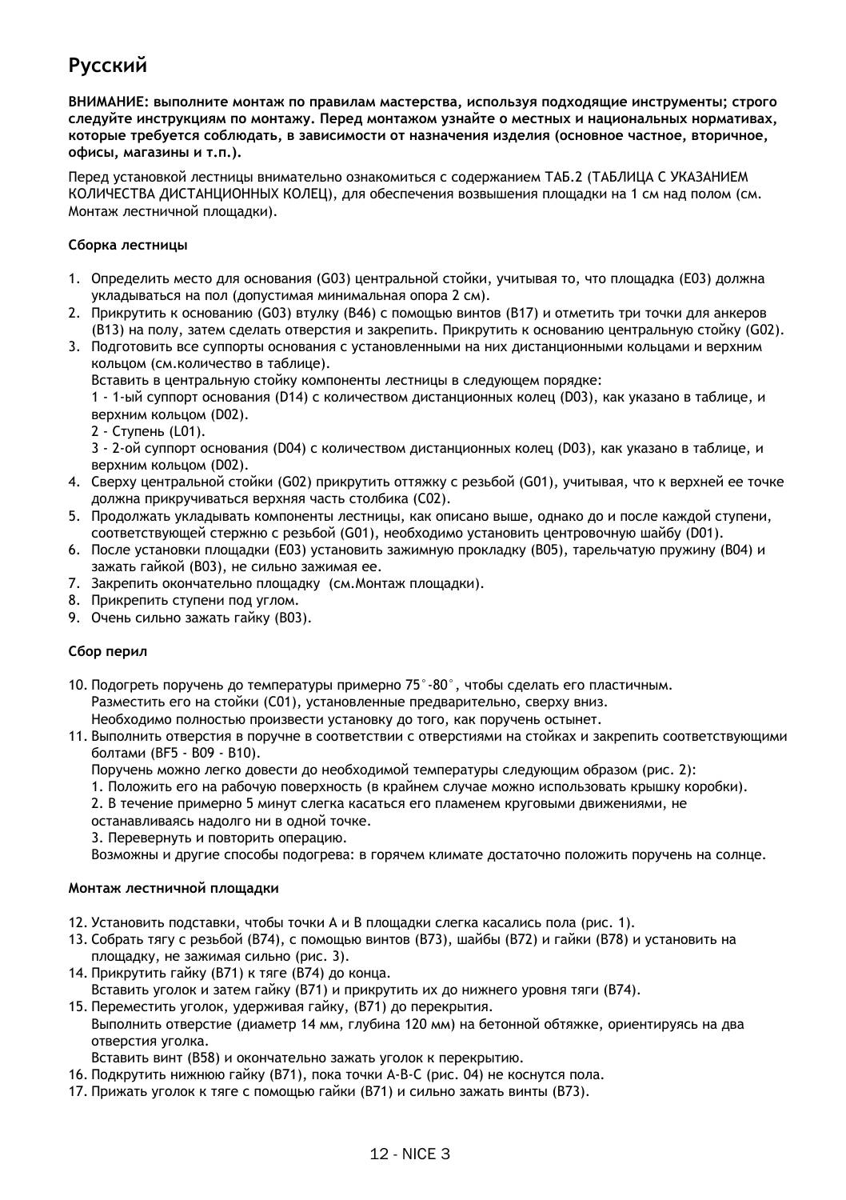# Русский

**ВНИМАНИЕ: выполните монтаж по правилам мастерства, используя подходящие инструменты; строго следуйте инструкциям по монтажу. Перед монтажом узнайте о местных и национальных нормативах, которые требуется соблюдать, в зависимости от назначения изделия (основное частное, вторичное, офисы, магазины и т.п.).**

Перед установкой лестницы внимательно ознакомиться с содержанием ТАБ.2 (ТАБЛИЦА С УКАЗАНИЕМ КОЛИЧЕСТВА ДИСТАНЦИОННЫХ КОЛЕЦ), для обеспечения возвышения площадки на 1 см над полом (см. Монтаж лестничной площадки).

### Сборка лестницы

1. Определить место для основания (G03) центральной стойки, учитывая то, что площадка (E03) должна укладываться на пол (допустимая минимальная опора 2 см).
2. Прикрутить к основанию (G03) втулку (B46) с помощью винтов (B17) и отметить три точки для анкеров (B13) на полу, затем сделать отверстия и закрепить. Прикрутить к основанию центральную стойку (G02).
3. Подготовить все суппорты основания с установленными на них дистанционными кольцами и верхним кольцом (см.количество в таблице).
   Вставить в центральную стойку компоненты лестницы в следующем порядке:
   1 - 1-ый суппорт основания (D14) с количеством дистанционных колец (D03), как указано в таблице, и верхним кольцом (D02).
   2 - Ступень (L01).
   3 - 2-ой суппорт основания (D04) с количеством дистанционных колец (D03), как указано в таблице, и верхним кольцом (D02).
4. Сверху центральной стойки (G02) прикрутить оттяжку с резьбой (G01), учитывая, что к верхней ее точке должна прикручиваться верхняя часть столбика (C02).
5. Продолжать укладывать компоненты лестницы, как описано выше, однако до и после каждой ступени, соответствующей стержню с резьбой (G01), необходимо установить центровочную шайбу (D01).
6. После установки площадки (E03) установить зажимную прокладку (B05), тарельчатую пружину (B04) и зажать гайкой (B03), не сильно зажимая ее.
7. Закрепить окончательно площадку (см.Монтаж площадки).
8. Прикрепить ступени под углом.
9. Очень сильно зажать гайку (B03).

### Сбор перил

10. Подогреть поручень до температуры примерно 75°-80°, чтобы сделать его пластичным.
    Разместить его на стойки (C01), установленные предварительно, сверху вниз.
    Необходимо полностью произвести установку до того, как поручень остынет.
11. Выполнить отверстия в поручне в соответствии с отверстиями на стойках и закрепить соответствующими болтами (BF5 - B09 - B10).
    Поручень можно легко довести до необходимой температуры следующим образом (рис. 2):
    1. Положить его на рабочую поверхность (в крайнем случае можно использовать крышку коробки).
    2. В течение примерно 5 минут слегка касаться его пламенем круговыми движениями, не останавливаясь надолго ни в одной точке.
    3. Перевернуть и повторить операцию.
    Возможны и другие способы подогрева: в горячем климате достаточно положить поручень на солнце.

### Монтаж лестничной площадки

12. Установить подставки, чтобы точки A и B площадки слегка касались пола (рис. 1).
13. Собрать тягу с резьбой (B74), с помощью винтов (B73), шайбы (B72) и гайки (B78) и установить на площадку, не зажимая сильно (рис. 3).
14. Прикрутить гайку (B71) к тяге (B74) до конца.
    Вставить уголок и затем гайку (B71) и прикрутить их до нижнего уровня тяги (B74).
15. Переместить уголок, удерживая гайку, (B71) до перекрытия.
    Выполнить отверстие (диаметр 14 мм, глубина 120 мм) на бетонной обтяжке, ориентируясь на два отверстия уголка.
    Вставить винт (B58) и окончательно зажать уголок к перекрытию.
16. Подкрутить нижнюю гайку (B71), пока точки A-B-C (рис. 04) не коснутся пола.
17. Прижать уголок к тяге с помощью гайки (B71) и сильно зажать винты (B73).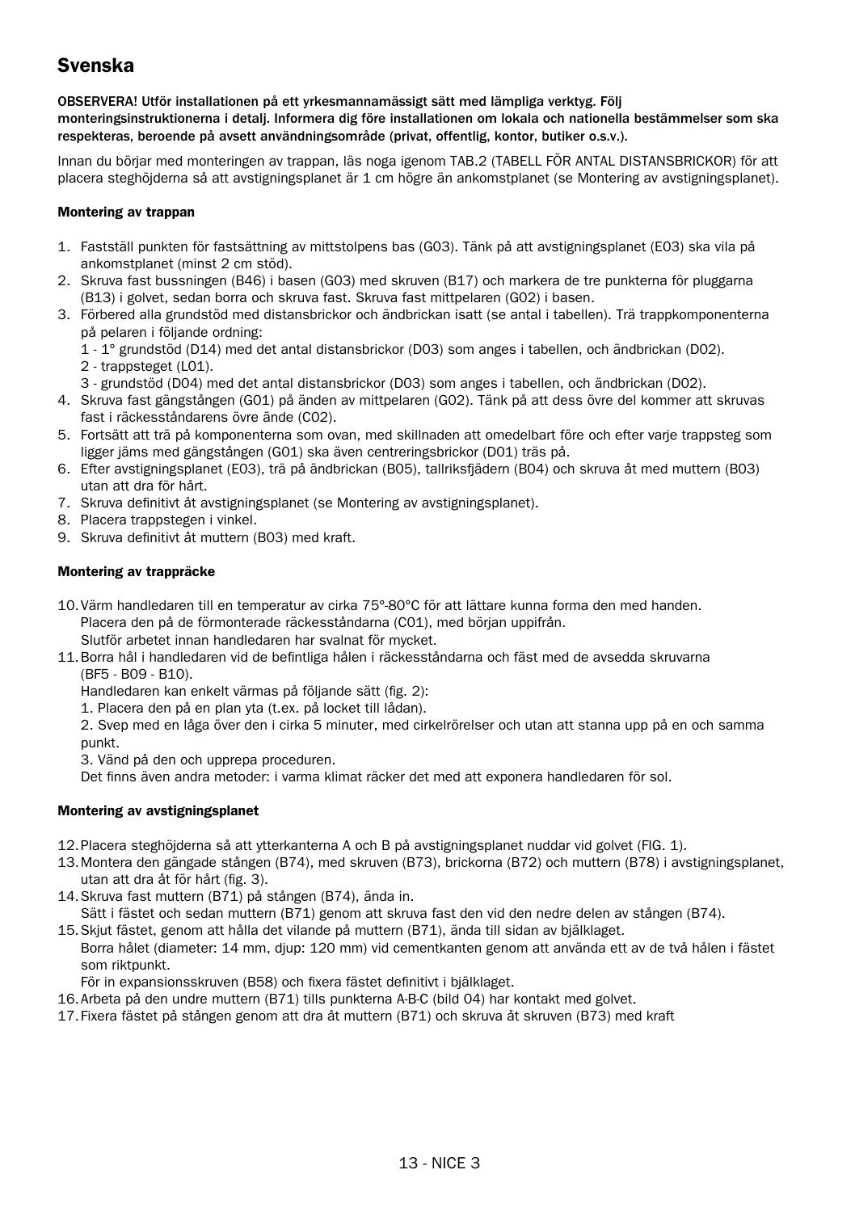# Svenska

**OBSERVERA! Utför installationen på ett yrkesmannamässigt sätt med lämpliga verktyg. Följ monteringsinstruktionerna i detalj. Informera dig före installationen om lokala och nationella bestämmelser som ska respekteras, beroende på avsett användningsområde (privat, offentlig, kontor, butiker o.s.v.).**

Innan du börjar med monteringen av trappan, läs noga igenom TAB.2 (TABELL FÖR ANTAL DISTANSBRICKOR) för att placera steghöjderna så att avstigningsplanet är 1 cm högre än ankomstplanet (se Montering av avstigningsplanet).

### Montering av trappan

1. Fastställ punkten för fastsättning av mittstolpens bas (G03). Tänk på att avstigningsplanet (E03) ska vila på ankomstplanet (minst 2 cm stöd).
2. Skruva fast bussningen (B46) i basen (G03) med skruven (B17) och markera de tre punkterna för pluggarna (B13) i golvet, sedan borra och skruva fast. Skruva fast mittpelaren (G02) i basen.
3. Förbered alla grundstöd med distansbrickor och ändbrickan isatt (se antal i tabellen). Trä trappkomponenterna på pelaren i följande ordning:
   1 - 1° grundstöd (D14) med det antal distansbrickor (D03) som anges i tabellen, och ändbrickan (D02).
   2 - trappsteget (L01).
   3 - grundstöd (D04) med det antal distansbrickor (D03) som anges i tabellen, och ändbrickan (D02).
4. Skruva fast gängstången (G01) på änden av mittpelaren (G02). Tänk på att dess övre del kommer att skruvas fast i räckesståndarens övre ände (C02).
5. Fortsätt att trä på komponenterna som ovan, med skillnaden att omedelbart före och efter varje trappsteg som ligger jäms med gängstången (G01) ska även centreringsbrickor (D01) träs på.
6. Efter avstigningsplanet (E03), trä på ändbrickan (B05), tallriksfjädern (B04) och skruva åt med muttern (B03) utan att dra för hårt.
7. Skruva definitivt åt avstigningsplanet (se Montering av avstigningsplanet).
8. Placera trappstegen i vinkel.
9. Skruva definitivt åt muttern (B03) med kraft.

### Montering av trappräcke

10. Värm handledaren till en temperatur av cirka 75°-80°C för att lättare kunna forma den med handen. Placera den på de förmonterade räckesståndarna (C01), med början uppifrån. Slutför arbetet innan handledaren har svalnat för mycket.
11. Borra hål i handledaren vid de befintliga hålen i räckesståndarna och fäst med de avsedda skruvarna (BF5 - B09 - B10).
    Handledaren kan enkelt värmas på följande sätt (fig. 2):
    1. Placera den på en plan yta (t.ex. på locket till lådan).
    2. Svep med en låga över den i cirka 5 minuter, med cirkelrörelser och utan att stanna upp på en och samma punkt.
    3. Vänd på den och upprepa proceduren.
    Det finns även andra metoder: i varma klimat räcker det med att exponera handledaren för sol.

### Montering av avstigningsplanet

12. Placera steghöjderna så att ytterkanterna A och B på avstigningsplanet nuddar vid golvet (FIG. 1).
13. Montera den gängade stången (B74), med skruven (B73), brickorna (B72) och muttern (B78) i avstigningsplanet, utan att dra åt för hårt (fig. 3).
14. Skruva fast muttern (B71) på stången (B74), ända in.
    Sätt i fästet och sedan muttern (B71) genom att skruva fast den vid den nedre delen av stången (B74).
15. Skjut fästet, genom att hålla det vilande på muttern (B71), ända till sidan av bjälklaget.
    Borra hålet (diameter: 14 mm, djup: 120 mm) vid cementkanten genom att använda ett av de två hålen i fästet som riktpunkt.
    För in expansionsskruven (B58) och fixera fästet definitivt i bjälklaget.
16. Arbeta på den undre muttern (B71) tills punkterna A-B-C (bild 04) har kontakt med golvet.
17. Fixera fästet på stången genom att dra åt muttern (B71) och skruva åt skruven (B73) med kraft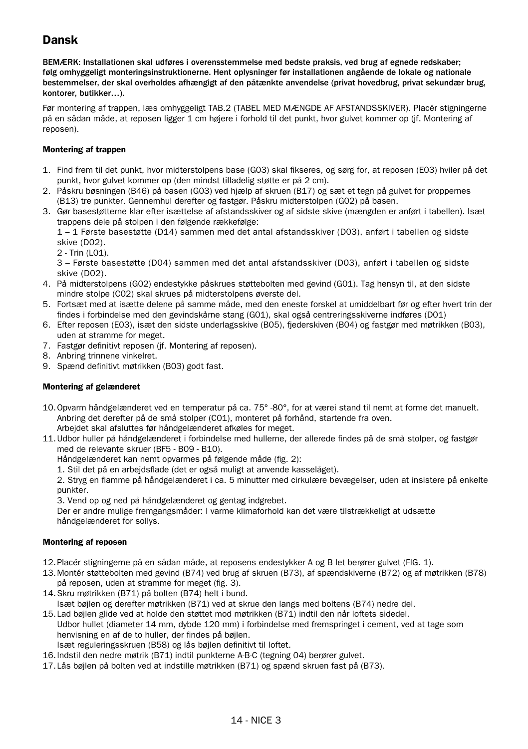# Dansk

**BEMÆRK: Installationen skal udføres i overensstemmelse med bedste praksis, ved brug af egnede redskaber; følg omhyggeligt monteringsinstruktionerne. Hent oplysninger før installationen angående de lokale og nationale bestemmelser, der skal overholdes afhængigt af den påtænkte anvendelse (privat hovedbrug, privat sekundær brug, kontorer, butikker…).**

Før montering af trappen, læs omhyggeligt TAB.2 (TABEL MED MÆNGDE AF AFSTANDSSKIVER). Placér stigningerne på en sådan måde, at reposen ligger 1 cm højere i forhold til det punkt, hvor gulvet kommer op (jf. Montering af reposen).

### Montering af trappen

1. Find frem til det punkt, hvor midterstolpens base (G03) skal fikseres, og sørg for, at reposen (E03) hviler på det punkt, hvor gulvet kommer op (den mindst tilladelig støtte er på 2 cm).
2. Påskru bøsningen (B46) på basen (G03) ved hjælp af skruen (B17) og sæt et tegn på gulvet for proppernes (B13) tre punkter. Gennemhul derefter og fastgør. Påskru midterstolpen (G02) på basen.
3. Gør basestøtterne klar efter isættelse af afstandsskiver og af sidste skive (mængden er anført i tabellen). Isæt trappens dele på stolpen i den følgende rækkefølge:
   1 – 1 Første basestøtte (D14) sammen med det antal afstandsskiver (D03), anført i tabellen og sidste skive (D02).
   2 - Trin (L01).
   3 – Første basestøtte (D04) sammen med det antal afstandsskiver (D03), anført i tabellen og sidste skive (D02).
4. På midterstolpens (G02) endestykke påskrues støttebolten med gevind (G01). Tag hensyn til, at den sidste mindre stolpe (C02) skal skrues på midterstolpens øverste del.
5. Fortsæt med at isætte delene på samme måde, med den eneste forskel at umiddelbart før og efter hvert trin der findes i forbindelse med den gevindskårne stang (G01), skal også centreringsskiverne indføres (D01)
6. Efter reposen (E03), isæt den sidste underlagsskive (B05), fjederskiven (B04) og fastgør med møtrikken (B03), uden at stramme for meget.
7. Fastgør definitivt reposen (jf. Montering af reposen).
8. Anbring trinnene vinkelret.
9. Spænd definitivt møtrikken (B03) godt fast.

### Montering af gelænderet

10. Opvarm håndgelænderet ved en temperatur på ca. 75° -80°, for at værei stand til nemt at forme det manuelt. Anbring det derefter på de små stolper (C01), monteret på forhånd, startende fra oven.
    Arbejdet skal afsluttes før håndgelænderet afkøles for meget.
11. Udbor huller på håndgelænderet i forbindelse med hullerne, der allerede findes på de små stolper, og fastgør med de relevante skruer (BF5 - B09 - B10).
    Håndgelænderet kan nemt opvarmes på følgende måde (fig. 2):
    1. Stil det på en arbejdsflade (det er også muligt at anvende kasselåget).
    2. Stryg en flamme på håndgelænderet i ca. 5 minutter med cirkulære bevægelser, uden at insistere på enkelte punkter.
    3. Vend op og ned på håndgelænderet og gentag indgrebet.
    Der er andre mulige fremgangsmåder: I varme klimaforhold kan det være tilstrækkeligt at udsætte håndgelænderet for sollys.

### Montering af reposen

12. Placér stigningerne på en sådan måde, at reposens endestykker A og B let berører gulvet (FIG. 1).
13. Montér støttebolten med gevind (B74) ved brug af skruen (B73), af spændskiverne (B72) og af møtrikken (B78) på reposen, uden at stramme for meget (fig. 3).
14. Skru møtrikken (B71) på bolten (B74) helt i bund.
    Isæt bøjlen og derefter møtrikken (B71) ved at skrue den langs med boltens (B74) nedre del.
15. Lad bøjlen glide ved at holde den støttet mod møtrikken (B71) indtil den når loftets sidedel.
    Udbor hullet (diameter 14 mm, dybde 120 mm) i forbindelse med fremspringet i cement, ved at tage som henvisning en af de to huller, der findes på bøjlen.
    Isæt reguleringsskruen (B58) og lås bøjlen definitivt til loftet.
16. Indstil den nedre møtrik (B71) indtil punkterne A-B-C (tegning 04) berører gulvet.
17. Lås bøjlen på bolten ved at indstille møtrikken (B71) og spænd skruen fast på (B73).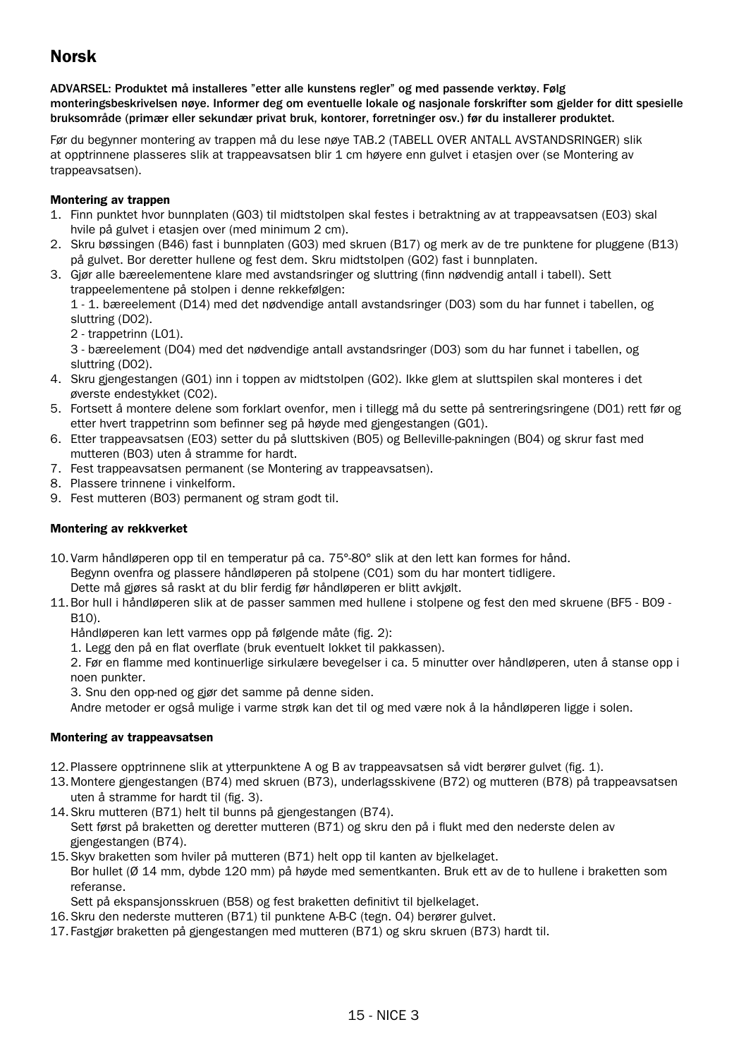# Norsk

**ADVARSEL: Produktet må installeres "etter alle kunstens regler" og med passende verktøy. Følg monteringsbeskrivelsen nøye. Informer deg om eventuelle lokale og nasjonale forskrifter som gjelder for ditt spesielle bruksområde (primær eller sekundær privat bruk, kontorer, forretninger osv.) før du installerer produktet.**

Før du begynner montering av trappen må du lese nøye TAB.2 (TABELL OVER ANTALL AVSTANDSRINGER) slik at opptrinnene plasseres slik at trappeavsatsen blir 1 cm høyere enn gulvet i etasjen over (se Montering av trappeavsatsen).

**Montering av trappen**

1. Finn punktet hvor bunnplaten (G03) til midtstolpen skal festes i betraktning av at trappeavsatsen (E03) skal hvile på gulvet i etasjen over (med minimum 2 cm).
2. Skru bøssingen (B46) fast i bunnplaten (G03) med skruen (B17) og merk av de tre punktene for pluggene (B13) på gulvet. Bor deretter hullene og fest dem. Skru midtstolpen (G02) fast i bunnplaten.
3. Gjør alle bæreelementene klare med avstandsringer og sluttring (finn nødvendig antall i tabell). Sett trappeelementene på stolpen i denne rekkefølgen:
   1 - 1. bæreelement (D14) med det nødvendige antall avstandsringer (D03) som du har funnet i tabellen, og sluttring (D02).
   2 - trappetrinn (L01).
   3 - bæreelement (D04) med det nødvendige antall avstandsringer (D03) som du har funnet i tabellen, og sluttring (D02).
4. Skru gjengestangen (G01) inn i toppen av midtstolpen (G02). Ikke glem at sluttspilen skal monteres i det øverste endestykket (C02).
5. Fortsett å montere delene som forklart ovenfor, men i tillegg må du sette på sentreringsringene (D01) rett før og etter hvert trappetrinn som befinner seg på høyde med gjengestangen (G01).
6. Etter trappeavsatsen (E03) setter du på sluttskiven (B05) og Belleville-pakningen (B04) og skrur fast med mutteren (B03) uten å stramme for hardt.
7. Fest trappeavsatsen permanent (se Montering av trappeavsatsen).
8. Plassere trinnene i vinkelform.
9. Fest mutteren (B03) permanent og stram godt til.

**Montering av rekkverket**

10. Varm håndløperen opp til en temperatur på ca. 75°-80° slik at den lett kan formes for hånd.
    Begynn ovenfra og plassere håndløperen på stolpene (C01) som du har montert tidligere.
    Dette må gjøres så raskt at du blir ferdig før håndløperen er blitt avkjølt.
11. Bor hull i håndløperen slik at de passer sammen med hullene i stolpene og fest den med skruene (BF5 - B09 - B10).
    Håndløperen kan lett varmes opp på følgende måte (fig. 2):
    1. Legg den på en flat overflate (bruk eventuelt lokket til pakkassen).
    2. Før en flamme med kontinuerlige sirkulære bevegelser i ca. 5 minutter over håndløperen, uten å stanse opp i noen punkter.
    3. Snu den opp-ned og gjør det samme på denne siden.
    Andre metoder er også mulige i varme strøk kan det til og med være nok å la håndløperen ligge i solen.

**Montering av trappeavsatsen**

12. Plassere opptrinnene slik at ytterpunktene A og B av trappeavsatsen så vidt berører gulvet (fig. 1).
13. Montere gjengestangen (B74) med skruen (B73), underlagsskivene (B72) og mutteren (B78) på trappeavsatsen uten å stramme for hardt til (fig. 3).
14. Skru mutteren (B71) helt til bunns på gjengestangen (B74).
    Sett først på braketten og deretter mutteren (B71) og skru den på i flukt med den nederste delen av gjengestangen (B74).
15. Skyv braketten som hviler på mutteren (B71) helt opp til kanten av bjelkelaget.
    Bor hullet (Ø 14 mm, dybde 120 mm) på høyde med sementkanten. Bruk ett av de to hullene i braketten som referanse.
    Sett på ekspansjonsskruen (B58) og fest braketten definitivt til bjelkelaget.
16. Skru den nederste mutteren (B71) til punktene A-B-C (tegn. 04) berører gulvet.
17. Fastgjør braketten på gjengestangen med mutteren (B71) og skru skruen (B73) hardt til.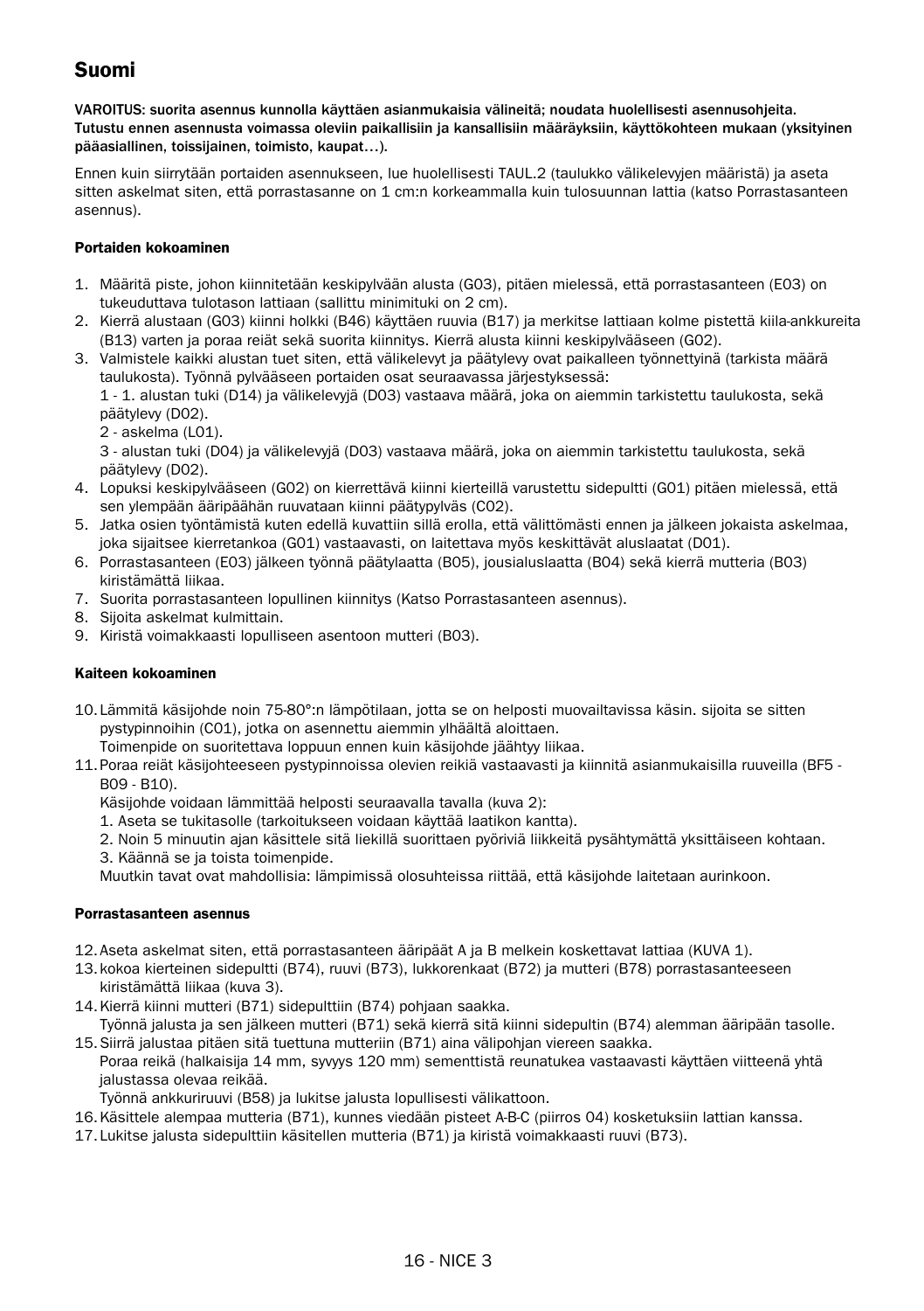# Suomi

**VAROITUS: suorita asennus kunnolla käyttäen asianmukaisia välineitä; noudata huolellisesti asennusohjeita. Tutustu ennen asennusta voimassa oleviin paikallisiin ja kansallisiin määräyksiin, käyttökohteen mukaan (yksityinen pääasiallinen, toissijainen, toimisto, kaupat…).**

Ennen kuin siirrytään portaiden asennukseen, lue huolellisesti TAUL.2 (taulukko välikelevyjen määristä) ja aseta sitten askelmat siten, että porrastasanne on 1 cm:n korkeammalla kuin tulosuunnan lattia (katso Porrastasanteen asennus).

#### Portaiden kokoaminen

1. Määritä piste, johon kiinnitetään keskipylvään alusta (G03), pitäen mielessä, että porrastasanteen (E03) on tukeuduttava tulotason lattiaan (sallittu minimituki on 2 cm).
2. Kierrä alustaan (G03) kiinni holkki (B46) käyttäen ruuvia (B17) ja merkitse lattiaan kolme pistettä kiila-ankkureita (B13) varten ja poraa reiät sekä suorita kiinnitys. Kierrä alusta kiinni keskipylvääseen (G02).
3. Valmistele kaikki alustan tuet siten, että välikelevyt ja päätylevy ovat paikalleen työnnettyinä (tarkista määrä taulukosta). Työnnä pylvääseen portaiden osat seuraavassa järjestyksessä:
   1 - 1. alustan tuki (D14) ja välikelevyjä (D03) vastaava määrä, joka on aiemmin tarkistettu taulukosta, sekä päätylevy (D02).
   2 - askelma (L01).
   3 - alustan tuki (D04) ja välikelevyjä (D03) vastaava määrä, joka on aiemmin tarkistettu taulukosta, sekä päätylevy (D02).
4. Lopuksi keskipylvääseen (G02) on kierrettävä kiinni kierteillä varustettu sidepultti (G01) pitäen mielessä, että sen ylempään ääripäähän ruuvataan kiinni päätypylväs (C02).
5. Jatka osien työntämistä kuten edellä kuvattiin sillä erolla, että välittömästi ennen ja jälkeen jokaista askelmaa, joka sijaitsee kierretankoa (G01) vastaavasti, on laitettava myös keskittävät aluslaatat (D01).
6. Porrastasanteen (E03) jälkeen työnnä päätylaatta (B05), jousialuslaatta (B04) sekä kierrä mutteria (B03) kiristämättä liikaa.
7. Suorita porrastasanteen lopullinen kiinnitys (Katso Porrastasanteen asennus).
8. Sijoita askelmat kulmittain.
9. Kiristä voimakkaasti lopulliseen asentoon mutteri (B03).

#### Kaiteen kokoaminen

10. Lämmitä käsijohde noin 75-80°:n lämpötilaan, jotta se on helposti muovailtavissa käsin. sijoita se sitten pystypinnoihin (C01), jotka on asennettu aiemmin ylhäältä aloittaen.
    Toimenpide on suoritettava loppuun ennen kuin käsijohde jäähtyy liikaa.
11. Poraa reiät käsijohteeseen pystypinnoissa olevien reikiä vastaavasti ja kiinnitä asianmukaisilla ruuveilla (BF5 - B09 - B10).
    Käsijohde voidaan lämmittää helposti seuraavalla tavalla (kuva 2):
    1. Aseta se tukitasolle (tarkoitukseen voidaan käyttää laatikon kantta).
    2. Noin 5 minuutin ajan käsittele sitä liekillä suorittaen pyöriviä liikkeitä pysähtymättä yksittäiseen kohtaan.
    3. Käännä se ja toista toimenpide.
    Muutkin tavat ovat mahdollisia: lämpimissä olosuhteissa riittää, että käsijohde laitetaan aurinkoon.

#### Porrastasanteen asennus

12. Aseta askelmat siten, että porrastasanteen ääripäät A ja B melkein koskettavat lattiaa (KUVA 1).
13. kokoa kierteinen sidepultti (B74), ruuvi (B73), lukkorenkaat (B72) ja mutteri (B78) porrastasanteeseen kiristämättä liikaa (kuva 3).
14. Kierrä kiinni mutteri (B71) sidepulttiin (B74) pohjaan saakka.
    Työnnä jalusta ja sen jälkeen mutteri (B71) sekä kierrä sitä kiinni sidepultin (B74) alemman ääripään tasolle.
15. Siirrä jalustaa pitäen sitä tuettuna mutteriin (B71) aina välipohjan viereen saakka.
    Poraa reikä (halkaisija 14 mm, syvyys 120 mm) sementtistä reunatukea vastaavasti käyttäen viitteenä yhtä jalustassa olevaa reikää.
    Työnnä ankkuriruuvi (B58) ja lukitse jalusta lopullisesti välikattoon.
16. Käsittele alempaa mutteria (B71), kunnes viedään pisteet A-B-C (piirros 04) kosketuksiin lattian kanssa.
17. Lukitse jalusta sidepulttiin käsitellen mutteria (B71) ja kiristä voimakkaasti ruuvi (B73).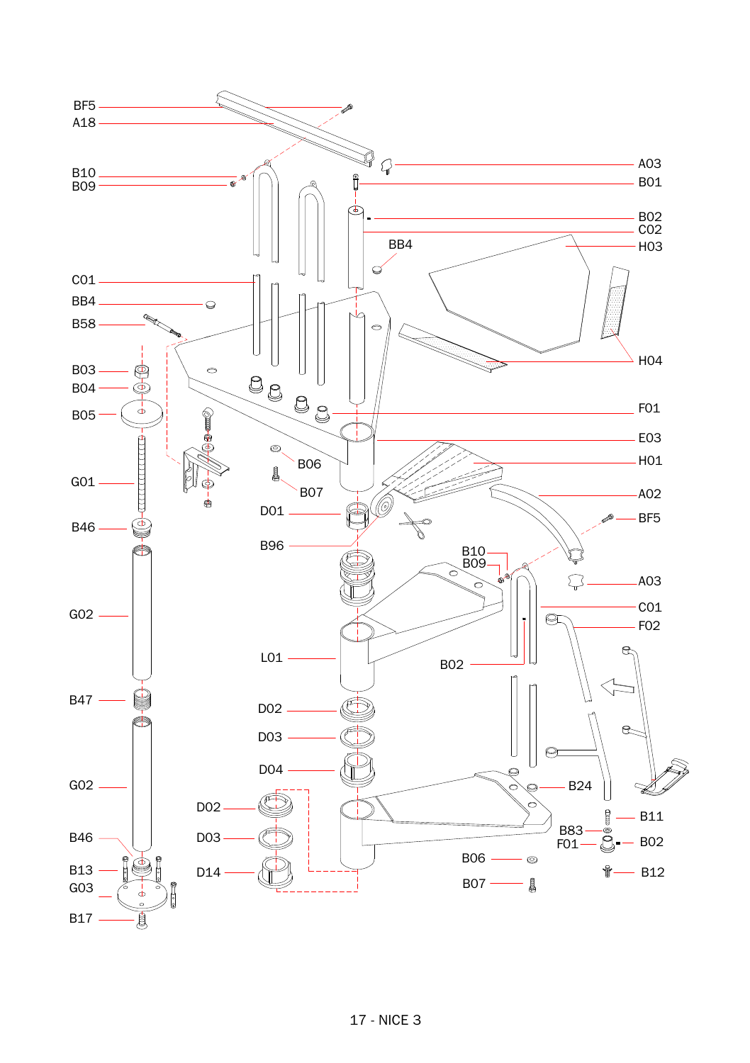BF5
A18
B10
B09
C01
BB4
B58
B03
B04
B05
G01
B46
G02
B47
G02
B46
B13
G03
B17

A03
B01
B02
C02
BB4
H03
H04
F01
E03
H01
A02
BF5
B06
B07
D01
B96
B10
B09
A03
C01
F02
L01
B02
D02
D03
D04
D02
D03
D14
B24
B11
B83
F01
B02
B06
B12
B07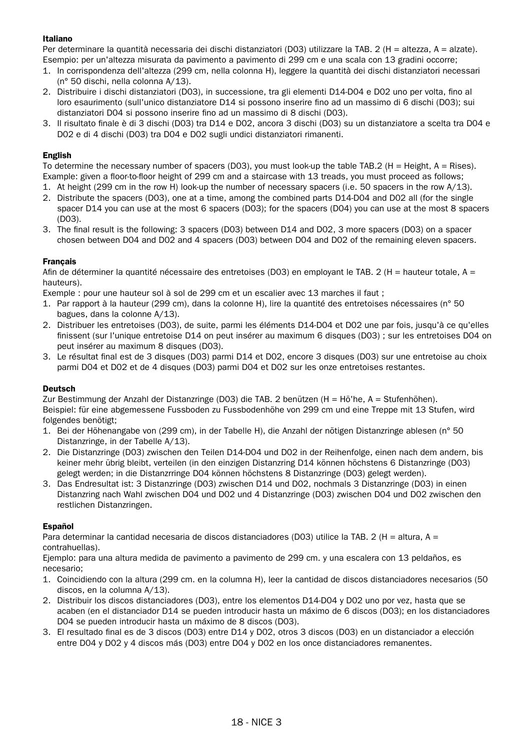**Italiano**

Per determinare la quantità necessaria dei dischi distanziatori (D03) utilizzare la TAB. 2 (H = altezza, A = alzate).
Esempio: per un'altezza misurata da pavimento a pavimento di 299 cm e una scala con 13 gradini occorre;

1. In corrispondenza dell'altezza (299 cm, nella colonna H), leggere la quantità dei dischi distanziatori necessari (n° 50 dischi, nella colonna A/13).
2. Distribuire i dischi distanziatori (D03), in successione, tra gli elementi D14-D04 e D02 uno per volta, fino al loro esaurimento (sull'unico distanziatore D14 si possono inserire fino ad un massimo di 6 dischi (D03); sui distanziatori D04 si possono inserire fino ad un massimo di 8 dischi (D03).
3. Il risultato finale è di 3 dischi (D03) tra D14 e D02, ancora 3 dischi (D03) su un distanziatore a scelta tra D04 e D02 e di 4 dischi (D03) tra D04 e D02 sugli undici distanziatori rimanenti.

**English**

To determine the necessary number of spacers (D03), you must look-up the table TAB.2 (H = Height, A = Rises).
Example: given a floor-to-floor height of 299 cm and a staircase with 13 treads, you must proceed as follows;

1. At height (299 cm in the row H) look-up the number of necessary spacers (i.e. 50 spacers in the row A/13).
2. Distribute the spacers (D03), one at a time, among the combined parts D14-D04 and D02 all (for the single spacer D14 you can use at the most 6 spacers (D03); for the spacers (D04) you can use at the most 8 spacers (D03).
3. The final result is the following: 3 spacers (D03) between D14 and D02, 3 more spacers (D03) on a spacer chosen between D04 and D02 and 4 spacers (D03) between D04 and D02 of the remaining eleven spacers.

**Français**

Afin de déterminer la quantité nécessaire des entretoises (D03) en employant le TAB. 2 (H = hauteur totale, A = hauteurs).
Exemple : pour une hauteur sol à sol de 299 cm et un escalier avec 13 marches il faut ;

1. Par rapport à la hauteur (299 cm), dans la colonne H), lire la quantité des entretoises nécessaires (n° 50 bagues, dans la colonne A/13).
2. Distribuer les entretoises (D03), de suite, parmi les éléments D14-D04 et D02 une par fois, jusqu'à ce qu'elles finissent (sur l'unique entretoise D14 on peut insérer au maximum 6 disques (D03) ; sur les entretoises D04 on peut insérer au maximum 8 disques (D03).
3. Le résultat final est de 3 disques (D03) parmi D14 et D02, encore 3 disques (D03) sur une entretoise au choix parmi D04 et D02 et de 4 disques (D03) parmi D04 et D02 sur les onze entretoises restantes.

**Deutsch**

Zur Bestimmung der Anzahl der Distanzringe (D03) die TAB. 2 benützen (H = Hö'he, A = Stufenhöhen).
Beispiel: für eine abgemessene Fussboden zu Fussbodenhöhe von 299 cm und eine Treppe mit 13 Stufen, wird folgendes benötigt;

1. Bei der Höhenangabe von (299 cm), in der Tabelle H), die Anzahl der nötigen Distanzringe ablesen (n° 50 Distanzringe, in der Tabelle A/13).
2. Die Distanzringe (D03) zwischen den Teilen D14-D04 und D02 in der Reihenfolge, einen nach dem andern, bis keiner mehr übrig bleibt, verteilen (in den einzigen Distanzring D14 können höchstens 6 Distanzringe (D03) gelegt werden; in die Distanzrringe D04 können höchstens 8 Distanzringe (D03) gelegt werden).
3. Das Endresultat ist: 3 Distanzringe (D03) zwischen D14 und D02, nochmals 3 Distanzringe (D03) in einen Distanzring nach Wahl zwischen D04 und D02 und 4 Distanzringe (D03) zwischen D04 und D02 zwischen den restlichen Distanzringen.

**Español**

Para determinar la cantidad necesaria de discos distanciadores (D03) utilice la TAB. 2 (H = altura, A = contrahuellas).
Ejemplo: para una altura medida de pavimento a pavimento de 299 cm. y una escalera con 13 peldaños, es necesario;

1. Coincidiendo con la altura (299 cm. en la columna H), leer la cantidad de discos distanciadores necesarios (50 discos, en la columna A/13).
2. Distribuir los discos distanciadores (D03), entre los elementos D14-D04 y D02 uno por vez, hasta que se acaben (en el distanciador D14 se pueden introducir hasta un máximo de 6 discos (D03); en los distanciadores D04 se pueden introducir hasta un máximo de 8 discos (D03).
3. El resultado final es de 3 discos (D03) entre D14 y D02, otros 3 discos (D03) en un distanciador a elección entre D04 y D02 y 4 discos más (D03) entre D04 y D02 en los once distanciadores remanentes.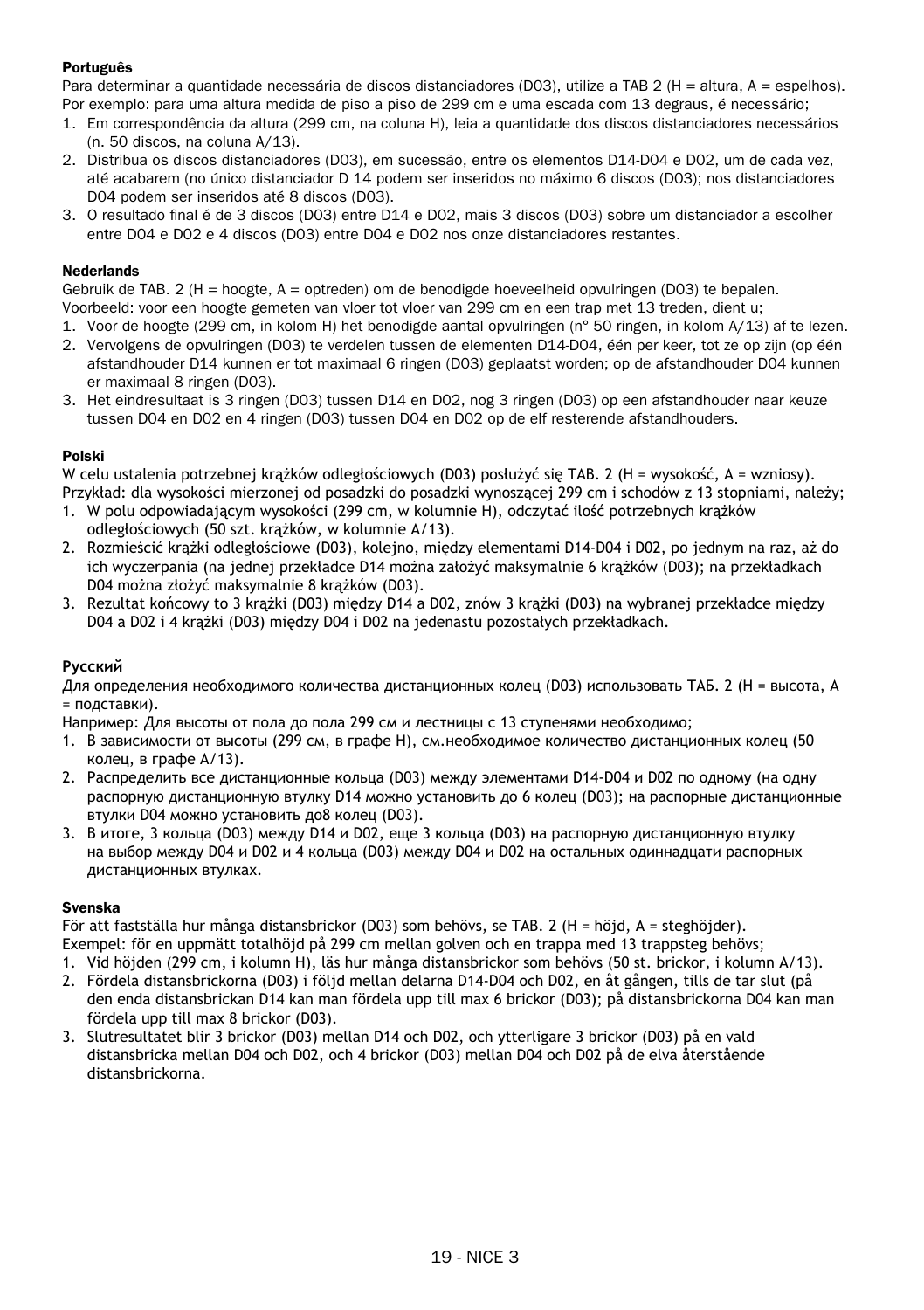#### Português

Para determinar a quantidade necessária de discos distanciadores (D03), utilize a TAB 2 (H = altura, A = espelhos).
Por exemplo: para uma altura medida de piso a piso de 299 cm e uma escada com 13 degraus, é necessário;

1. Em correspondência da altura (299 cm, na coluna H), leia a quantidade dos discos distanciadores necessários (n. 50 discos, na coluna A/13).
2. Distribua os discos distanciadores (D03), em sucessão, entre os elementos D14-D04 e D02, um de cada vez, até acabarem (no único distanciador D 14 podem ser inseridos no máximo 6 discos (D03); nos distanciadores D04 podem ser inseridos até 8 discos (D03).
3. O resultado final é de 3 discos (D03) entre D14 e D02, mais 3 discos (D03) sobre um distanciador a escolher entre D04 e D02 e 4 discos (D03) entre D04 e D02 nos onze distanciadores restantes.

#### Nederlands

Gebruik de TAB. 2 (H = hoogte, A = optreden) om de benodigde hoeveelheid opvulringen (D03) te bepalen.
Voorbeeld: voor een hoogte gemeten van vloer tot vloer van 299 cm en een trap met 13 treden, dient u;

1. Voor de hoogte (299 cm, in kolom H) het benodigde aantal opvulringen (n° 50 ringen, in kolom A/13) af te lezen.
2. Vervolgens de opvulringen (D03) te verdelen tussen de elementen D14-D04, één per keer, tot ze op zijn (op één afstandhouder D14 kunnen er tot maximaal 6 ringen (D03) geplaatst worden; op de afstandhouder D04 kunnen er maximaal 8 ringen (D03).
3. Het eindresultaat is 3 ringen (D03) tussen D14 en D02, nog 3 ringen (D03) op een afstandhouder naar keuze tussen D04 en D02 en 4 ringen (D03) tussen D04 en D02 op de elf resterende afstandhouders.

#### Polski

W celu ustalenia potrzebnej krążków odległościowych (D03) posłużyć się TAB. 2 (H = wysokość, A = wzniosy).
Przykład: dla wysokości mierzonej od posadzki do posadzki wynoszącej 299 cm i schodów z 13 stopniami, należy;

1. W polu odpowiadającym wysokości (299 cm, w kolumnie H), odczytać ilość potrzebnych krążków odległościowych (50 szt. krążków, w kolumnie A/13).
2. Rozmieścić krążki odległościowe (D03), kolejno, między elementami D14-D04 i D02, po jednym na raz, aż do ich wyczerpania (na jednej przekładce D14 można założyć maksymalnie 6 krążków (D03); na przekładkach D04 można złożyć maksymalnie 8 krążków (D03).
3. Rezultat końcowy to 3 krążki (D03) między D14 a D02, znów 3 krążki (D03) na wybranej przekładce między D04 a D02 i 4 krążki (D03) między D04 i D02 na jedenastu pozostałych przekładkach.

#### Русский

Для определения необходимого количества дистанционных колец (D03) использовать ТАБ. 2 (H = высота, A = подставки).
Например: Для высоты от пола до пола 299 см и лестницы с 13 ступенями необходимо;

1. В зависимости от высоты (299 см, в графе H), см.необходимое количество дистанционных колец (50 колец, в графе A/13).
2. Распределить все дистанционные кольца (D03) между элементами D14-D04 и D02 по одному (на одну распорную дистанционную втулку D14 можно установить до 6 колец (D03); на распорные дистанционные втулки D04 можно установить до8 колец (D03).
3. В итоге, 3 кольца (D03) между D14 и D02, еще 3 кольца (D03) на распорную дистанционную втулку на выбор между D04 и D02 и 4 кольца (D03) между D04 и D02 на остальных одиннадцати распорных дистанционных втулках.

#### Svenska

För att fastställa hur många distansbrickor (D03) som behövs, se TAB. 2 (H = höjd, A = steghöjder).
Exempel: för en uppmätt totalhöjd på 299 cm mellan golven och en trappa med 13 trappsteg behövs;

1. Vid höjden (299 cm, i kolumn H), läs hur många distansbrickor som behövs (50 st. brickor, i kolumn A/13).
2. Fördela distansbrickorna (D03) i följd mellan delarna D14-D04 och D02, en åt gången, tills de tar slut (på den enda distansbrickan D14 kan man fördela upp till max 6 brickor (D03); på distansbrickorna D04 kan man fördela upp till max 8 brickor (D03).
3. Slutresultatet blir 3 brickor (D03) mellan D14 och D02, och ytterligare 3 brickor (D03) på en vald distansbricka mellan D04 och D02, och 4 brickor (D03) mellan D04 och D02 på de elva återstående distansbrickorna.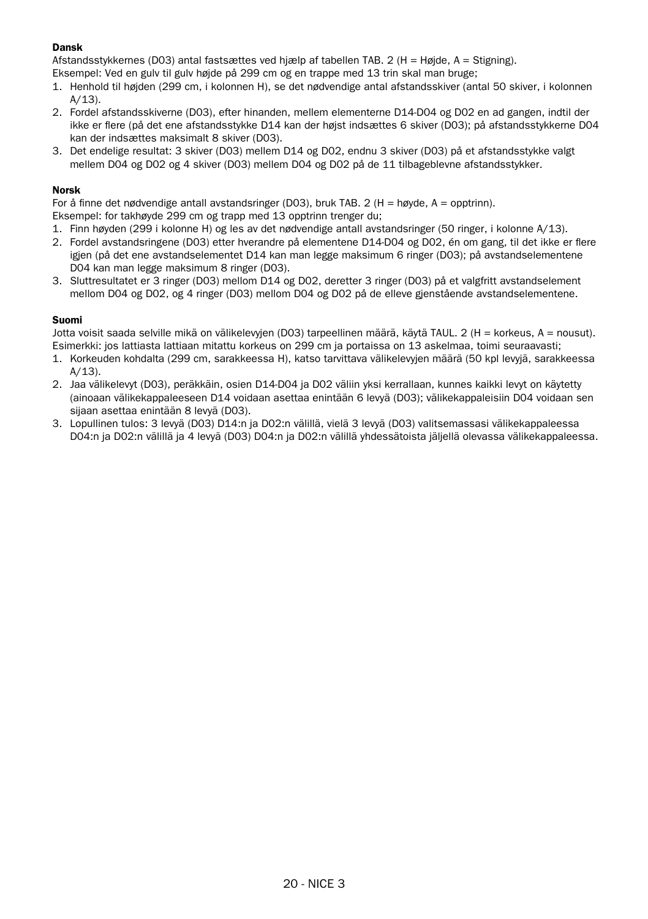**Dansk**

Afstandsstykkernes (D03) antal fastsættes ved hjælp af tabellen TAB. 2 (H = Højde, A = Stigning).
Eksempel: Ved en gulv til gulv højde på 299 cm og en trappe med 13 trin skal man bruge;

1. Henhold til højden (299 cm, i kolonnen H), se det nødvendige antal afstandsskiver (antal 50 skiver, i kolonnen A/13).
2. Fordel afstandsskiverne (D03), efter hinanden, mellem elementerne D14-D04 og D02 en ad gangen, indtil der ikke er flere (på det ene afstandsstykke D14 kan der højst indsættes 6 skiver (D03); på afstandsstykkerne D04 kan der indsættes maksimalt 8 skiver (D03).
3. Det endelige resultat: 3 skiver (D03) mellem D14 og D02, endnu 3 skiver (D03) på et afstandsstykke valgt mellem D04 og D02 og 4 skiver (D03) mellem D04 og D02 på de 11 tilbageblevne afstandsstykker.

**Norsk**

For å finne det nødvendige antall avstandsringer (D03), bruk TAB. 2 (H = høyde, A = opptrinn).
Eksempel: for takhøyde 299 cm og trapp med 13 opptrinn trenger du;

1. Finn høyden (299 i kolonne H) og les av det nødvendige antall avstandsringer (50 ringer, i kolonne A/13).
2. Fordel avstandsringene (D03) etter hverandre på elementene D14-D04 og D02, én om gang, til det ikke er flere igjen (på det ene avstandselementet D14 kan man legge maksimum 6 ringer (D03); på avstandselementene D04 kan man legge maksimum 8 ringer (D03).
3. Sluttresultatet er 3 ringer (D03) mellom D14 og D02, deretter 3 ringer (D03) på et valgfritt avstandselement mellom D04 og D02, og 4 ringer (D03) mellom D04 og D02 på de elleve gjenstående avstandselementene.

**Suomi**

Jotta voisit saada selville mikä on välikelevyjen (D03) tarpeellinen määrä, käytä TAUL. 2 (H = korkeus, A = nousut).
Esimerkki: jos lattiasta lattiaan mitattu korkeus on 299 cm ja portaissa on 13 askelmaa, toimi seuraavasti;

1. Korkeuden kohdalta (299 cm, sarakkeessa H), katso tarvittava välikelevyjen määrä (50 kpl levyjä, sarakkeessa A/13).
2. Jaa välikelevyt (D03), peräkkäin, osien D14-D04 ja D02 väliin yksi kerrallaan, kunnes kaikki levyt on käytetty (ainoaan välikekappaleeseen D14 voidaan asettaa enintään 6 levyä (D03); välikekappaleisiin D04 voidaan sen sijaan asettaa enintään 8 levyä (D03).
3. Lopullinen tulos: 3 levyä (D03) D14:n ja D02:n välillä, vielä 3 levyä (D03) valitsemassasi välikekappaleessa D04:n ja D02:n välillä ja 4 levyä (D03) D04:n ja D02:n välillä yhdessätoista jäljellä olevassa välikekappaleessa.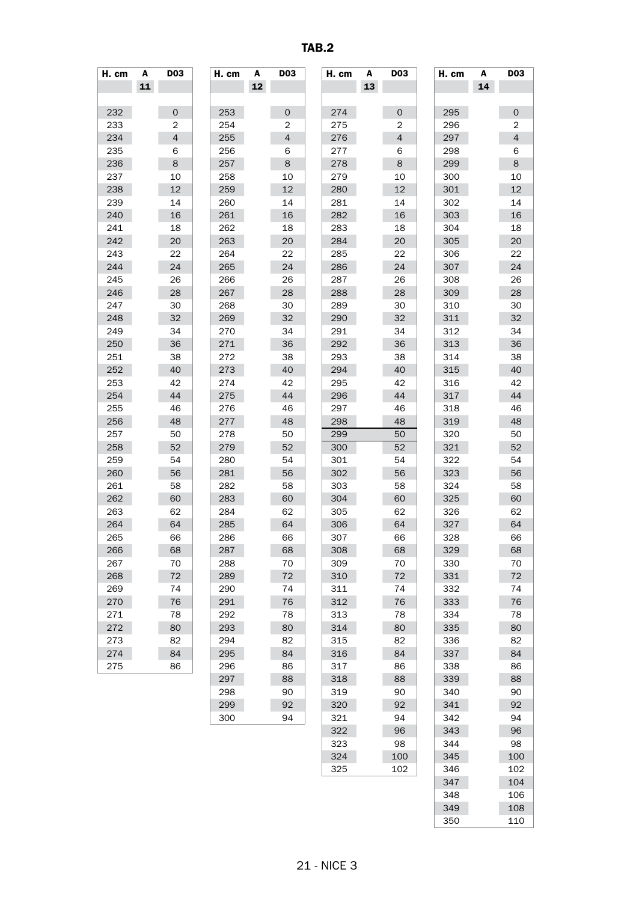# TAB.2

| H. cm | A | D03 |
|---|---|---|
| | 11 | |
| | | |
| 232 | | 0 |
| 233 | | 2 |
| 234 | | 4 |
| 235 | | 6 |
| 236 | | 8 |
| 237 | | 10 |
| 238 | | 12 |
| 239 | | 14 |
| 240 | | 16 |
| 241 | | 18 |
| 242 | | 20 |
| 243 | | 22 |
| 244 | | 24 |
| 245 | | 26 |
| 246 | | 28 |
| 247 | | 30 |
| 248 | | 32 |
| 249 | | 34 |
| 250 | | 36 |
| 251 | | 38 |
| 252 | | 40 |
| 253 | | 42 |
| 254 | | 44 |
| 255 | | 46 |
| 256 | | 48 |
| 257 | | 50 |
| 258 | | 52 |
| 259 | | 54 |
| 260 | | 56 |
| 261 | | 58 |
| 262 | | 60 |
| 263 | | 62 |
| 264 | | 64 |
| 265 | | 66 |
| 266 | | 68 |
| 267 | | 70 |
| 268 | | 72 |
| 269 | | 74 |
| 270 | | 76 |
| 271 | | 78 |
| 272 | | 80 |
| 273 | | 82 |
| 274 | | 84 |
| 275 | | 86 |

| H. cm | A | D03 |
|---|---|---|
| | 12 | |
| | | |
| 253 | | 0 |
| 254 | | 2 |
| 255 | | 4 |
| 256 | | 6 |
| 257 | | 8 |
| 258 | | 10 |
| 259 | | 12 |
| 260 | | 14 |
| 261 | | 16 |
| 262 | | 18 |
| 263 | | 20 |
| 264 | | 22 |
| 265 | | 24 |
| 266 | | 26 |
| 267 | | 28 |
| 268 | | 30 |
| 269 | | 32 |
| 270 | | 34 |
| 271 | | 36 |
| 272 | | 38 |
| 273 | | 40 |
| 274 | | 42 |
| 275 | | 44 |
| 276 | | 46 |
| 277 | | 48 |
| 278 | | 50 |
| 279 | | 52 |
| 280 | | 54 |
| 281 | | 56 |
| 282 | | 58 |
| 283 | | 60 |
| 284 | | 62 |
| 285 | | 64 |
| 286 | | 66 |
| 287 | | 68 |
| 288 | | 70 |
| 289 | | 72 |
| 290 | | 74 |
| 291 | | 76 |
| 292 | | 78 |
| 293 | | 80 |
| 294 | | 82 |
| 295 | | 84 |
| 296 | | 86 |
| 297 | | 88 |
| 298 | | 90 |
| 299 | | 92 |
| 300 | | 94 |

| H. cm | A | D03 |
|---|---|---|
| | 13 | |
| | | |
| 274 | | 0 |
| 275 | | 2 |
| 276 | | 4 |
| 277 | | 6 |
| 278 | | 8 |
| 279 | | 10 |
| 280 | | 12 |
| 281 | | 14 |
| 282 | | 16 |
| 283 | | 18 |
| 284 | | 20 |
| 285 | | 22 |
| 286 | | 24 |
| 287 | | 26 |
| 288 | | 28 |
| 289 | | 30 |
| 290 | | 32 |
| 291 | | 34 |
| 292 | | 36 |
| 293 | | 38 |
| 294 | | 40 |
| 295 | | 42 |
| 296 | | 44 |
| 297 | | 46 |
| 298 | | 48 |
| 299 | | 50 |
| 300 | | 52 |
| 301 | | 54 |
| 302 | | 56 |
| 303 | | 58 |
| 304 | | 60 |
| 305 | | 62 |
| 306 | | 64 |
| 307 | | 66 |
| 308 | | 68 |
| 309 | | 70 |
| 310 | | 72 |
| 311 | | 74 |
| 312 | | 76 |
| 313 | | 78 |
| 314 | | 80 |
| 315 | | 82 |
| 316 | | 84 |
| 317 | | 86 |
| 318 | | 88 |
| 319 | | 90 |
| 320 | | 92 |
| 321 | | 94 |
| 322 | | 96 |
| 323 | | 98 |
| 324 | | 100 |
| 325 | | 102 |

| H. cm | A | D03 |
|---|---|---|
| | 14 | |
| | | |
| 295 | | 0 |
| 296 | | 2 |
| 297 | | 4 |
| 298 | | 6 |
| 299 | | 8 |
| 300 | | 10 |
| 301 | | 12 |
| 302 | | 14 |
| 303 | | 16 |
| 304 | | 18 |
| 305 | | 20 |
| 306 | | 22 |
| 307 | | 24 |
| 308 | | 26 |
| 309 | | 28 |
| 310 | | 30 |
| 311 | | 32 |
| 312 | | 34 |
| 313 | | 36 |
| 314 | | 38 |
| 315 | | 40 |
| 316 | | 42 |
| 317 | | 44 |
| 318 | | 46 |
| 319 | | 48 |
| 320 | | 50 |
| 321 | | 52 |
| 322 | | 54 |
| 323 | | 56 |
| 324 | | 58 |
| 325 | | 60 |
| 326 | | 62 |
| 327 | | 64 |
| 328 | | 66 |
| 329 | | 68 |
| 330 | | 70 |
| 331 | | 72 |
| 332 | | 74 |
| 333 | | 76 |
| 334 | | 78 |
| 335 | | 80 |
| 336 | | 82 |
| 337 | | 84 |
| 338 | | 86 |
| 339 | | 88 |
| 340 | | 90 |
| 341 | | 92 |
| 342 | | 94 |
| 343 | | 96 |
| 344 | | 98 |
| 345 | | 100 |
| 346 | | 102 |
| 347 | | 104 |
| 348 | | 106 |
| 349 | | 108 |
| 350 | | 110 |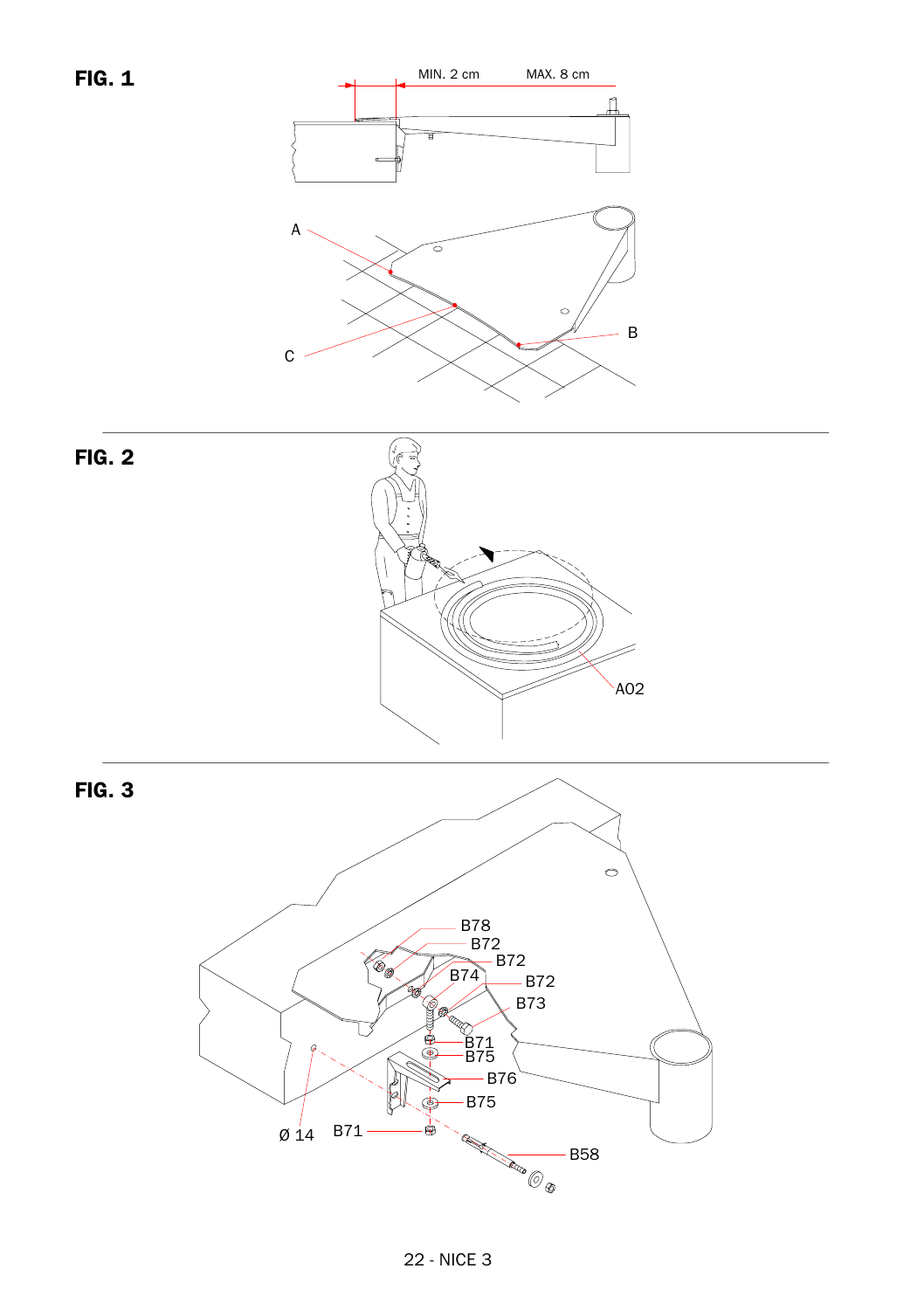**FIG. 1**

MIN. 2 cm MAX. 8 cm

A

C

B

**FIG. 2**

A02

**FIG. 3**

B78

B72

B72

B74

B72

B73

B71

B75

B76

B75

Ø 14

B71

B58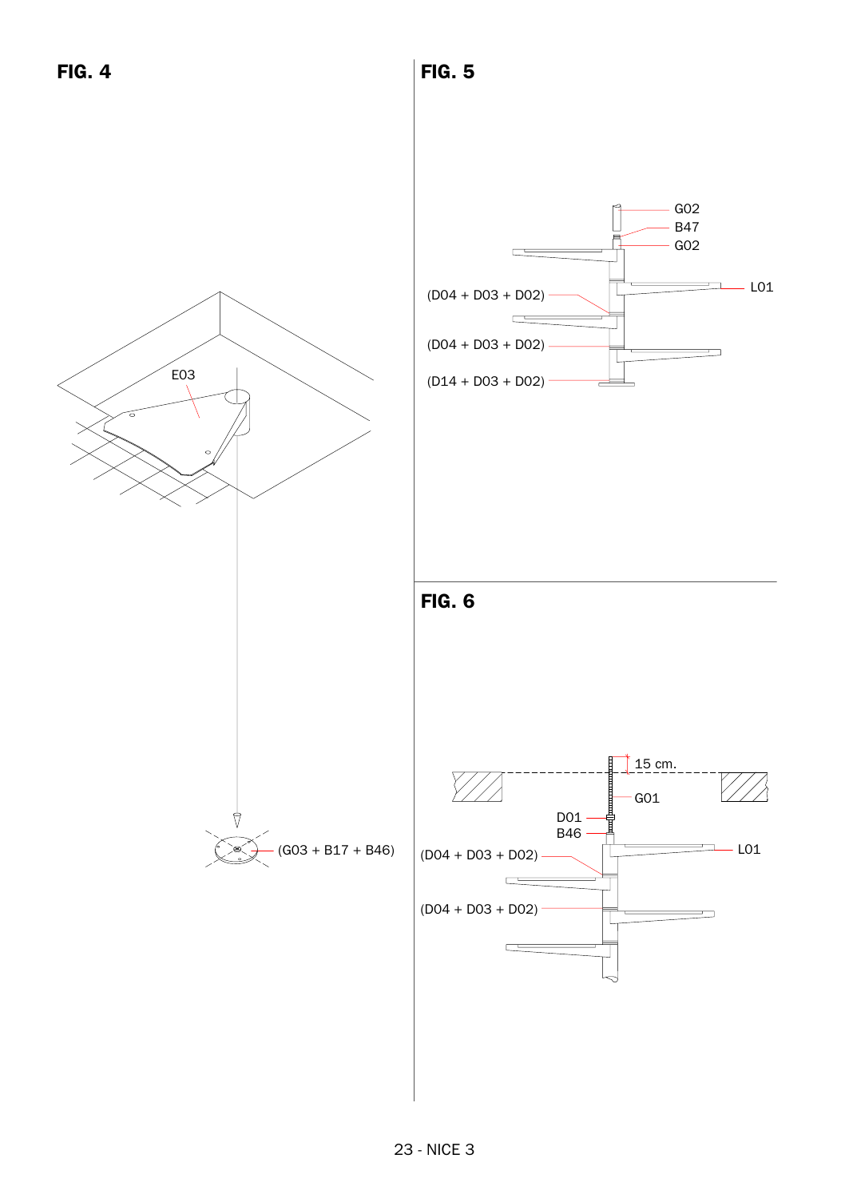**FIG. 4**

E03

(G03 + B17 + B46)

**FIG. 5**

G02

B47

G02

L01

(D04 + D03 + D02)

(D04 + D03 + D02)

(D14 + D03 + D02)

**FIG. 6**

15 cm.

G01

D01

B46

L01

(D04 + D03 + D02)

(D04 + D03 + D02)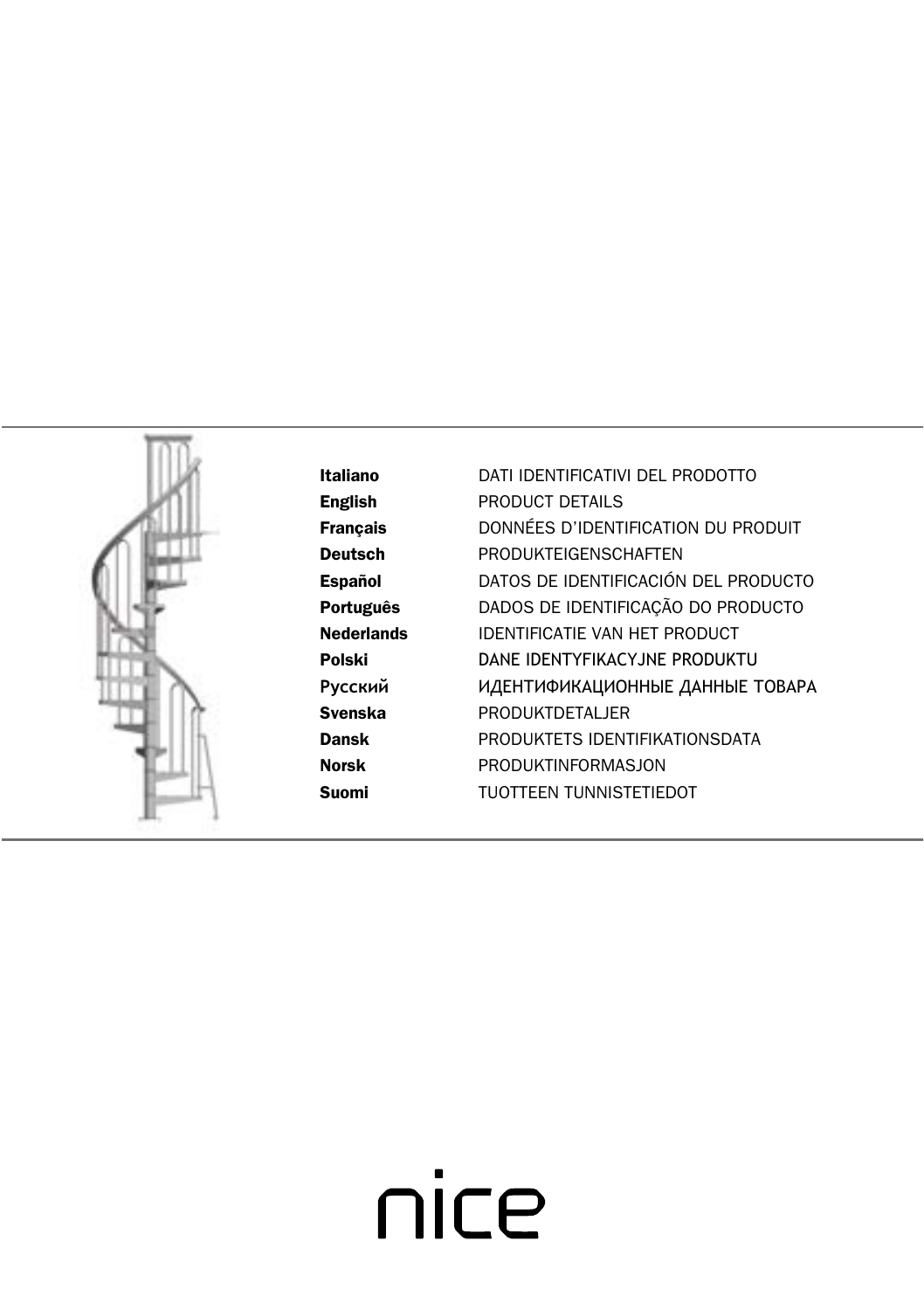| | |
|---|---|
| **Italiano** | DATI IDENTIFICATIVI DEL PRODOTTO |
| **English** | PRODUCT DETAILS |
| **Français** | DONNÉES D'IDENTIFICATION DU PRODUIT |
| **Deutsch** | PRODUKTEIGENSCHAFTEN |
| **Español** | DATOS DE IDENTIFICACIÓN DEL PRODUCTO |
| **Português** | DADOS DE IDENTIFICAÇÃO DO PRODUCTO |
| **Nederlands** | IDENTIFICATIE VAN HET PRODUCT |
| **Polski** | DANE IDENTYFIKACYJNE PRODUKTU |
| **Русский** | ИДЕНТИФИКАЦИОННЫЕ ДАННЫЕ ТОВАРА |
| **Svenska** | PRODUKTDETALJER |
| **Dansk** | PRODUKTETS IDENTIFIKATIONSDATA |
| **Norsk** | PRODUKTINFORMASJON |
| **Suomi** | TUOTTEEN TUNNISTETIEDOT |

nice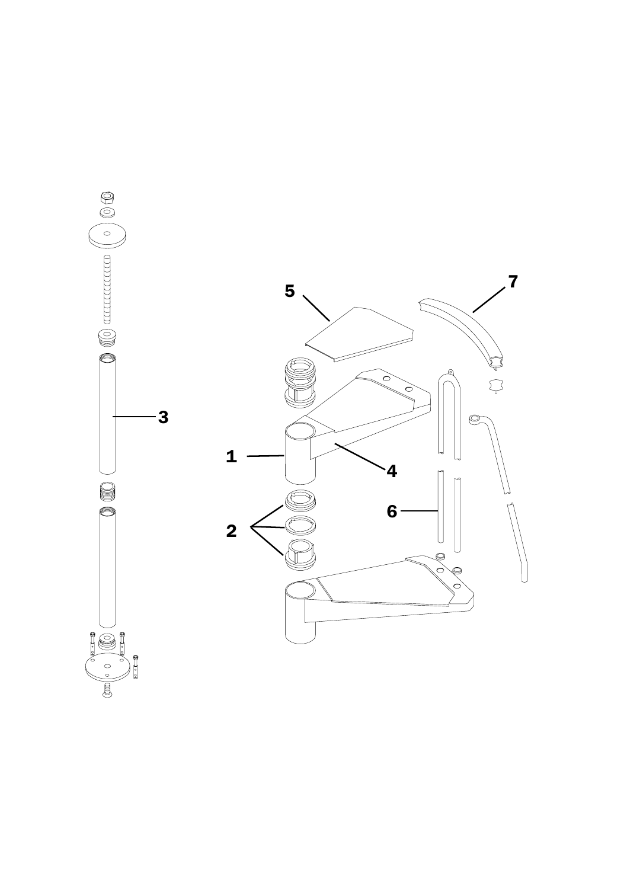5

7

3

1

4

6

2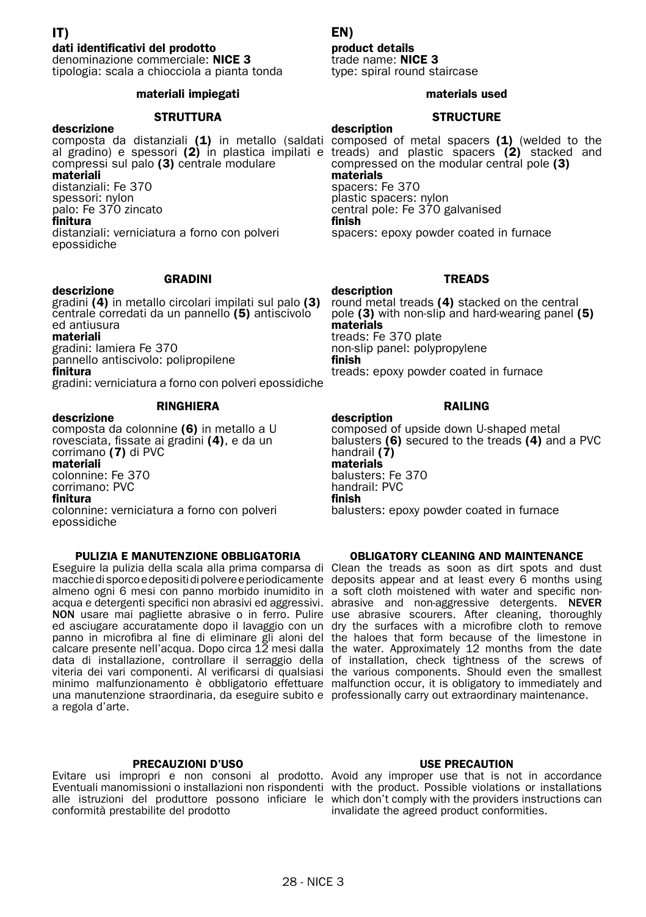# IT)

**dati identificativi del prodotto**
denominazione commerciale: **NICE 3**
tipologia: scala a chiocciola a pianta tonda

### materiali impiegati

#### STRUTTURA

**descrizione**
composta da distanziali **(1)** in metallo (saldati al gradino) e spessori **(2)** in plastica impilati e compressi sul palo **(3)** centrale modulare
**materiali**
distanziali: Fe 370
spessori: nylon
palo: Fe 370 zincato
**finitura**
distanziali: verniciatura a forno con polveri epossidiche

#### GRADINI

**descrizione**
gradini **(4)** in metallo circolari impilati sul palo **(3)** centrale corredati da un pannello **(5)** antiscivolo ed antiusura
**materiali**
gradini: lamiera Fe 370
pannello antiscivolo: polipropilene
**finitura**
gradini: verniciatura a forno con polveri epossidiche

#### RINGHIERA

**descrizione**
composta da colonnine **(6)** in metallo a U rovesciata, fissate ai gradini **(4)**, e da un corrimano **(7)** di PVC
**materiali**
colonnine: Fe 370
corrimano: PVC
**finitura**
colonnine: verniciatura a forno con polveri epossidiche

#### PULIZIA E MANUTENZIONE OBBLIGATORIA

Eseguire la pulizia della scala alla prima comparsa di macchie di sporco e depositi di polvere e periodicamente almeno ogni 6 mesi con panno morbido inumidito in acqua e detergenti specifici non abrasivi ed aggressivi. **NON** usare mai pagliette abrasive o in ferro. Pulire ed asciugare accuratamente dopo il lavaggio con un panno in microfibra al fine di eliminare gli aloni del calcare presente nell'acqua. Dopo circa 12 mesi dalla data di installazione, controllare il serraggio della viteria dei vari componenti. Al verificarsi di qualsiasi minimo malfunzionamento è obbligatorio effettuare una manutenzione straordinaria, da eseguire subito e a regola d'arte.

#### PRECAUZIONI D'USO

Evitare usi impropri e non consoni al prodotto. Eventuali manomissioni o installazioni non rispondenti alle istruzioni del produttore possono inficiare le conformità prestabilite del prodotto

# EN)

**product details**
trade name: **NICE 3**
type: spiral round staircase

### materials used

#### STRUCTURE

**description**
composed of metal spacers **(1)** (welded to the treads) and plastic spacers **(2)** stacked and compressed on the modular central pole **(3)**
**materials**
spacers: Fe 370
plastic spacers: nylon
central pole: Fe 370 galvanised
**finish**
spacers: epoxy powder coated in furnace

#### TREADS

**description**
round metal treads **(4)** stacked on the central pole **(3)** with non-slip and hard-wearing panel **(5)**
**materials**
treads: Fe 370 plate
non-slip panel: polypropylene
**finish**
treads: epoxy powder coated in furnace

#### RAILING

**description**
composed of upside down U-shaped metal balusters **(6)** secured to the treads **(4)** and a PVC handrail **(7)**
**materials**
balusters: Fe 370
handrail: PVC
**finish**
balusters: epoxy powder coated in furnace

#### OBLIGATORY CLEANING AND MAINTENANCE

Clean the treads as soon as dirt spots and dust deposits appear and at least every 6 months using a soft cloth moistened with water and specific non-abrasive and non-aggressive detergents. **NEVER** use abrasive scourers. After cleaning, thoroughly dry the surfaces with a microfibre cloth to remove the haloes that form because of the limestone in the water. Approximately 12 months from the date of installation, check tightness of the screws of the various components. Should even the smallest malfunction occur, it is obligatory to immediately and professionally carry out extraordinary maintenance.

#### USE PRECAUTION

Avoid any improper use that is not in accordance with the product. Possible violations or installations which don't comply with the providers instructions can invalidate the agreed product conformities.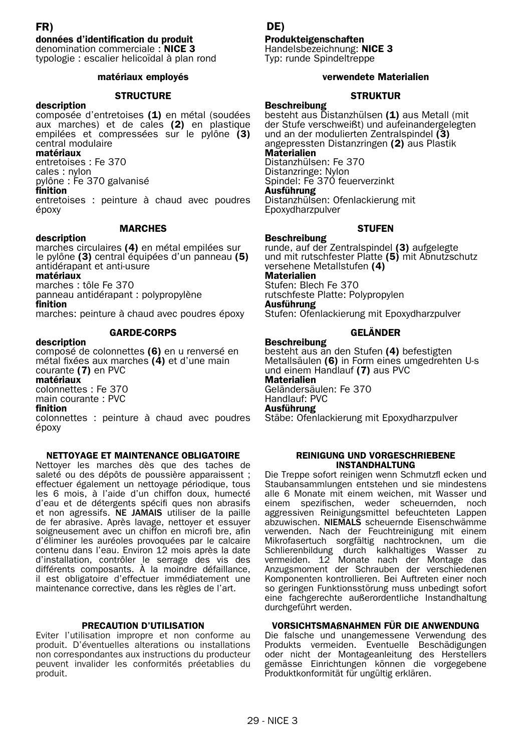## FR)

**données d'identification du produit**
denomination commerciale : **NICE 3**
typologie : escalier helicoïdal à plan rond

#### matériaux employés

##### STRUCTURE

**description**
composée d'entretoises **(1)** en métal (soudées aux marches) et de cales **(2)** en plastique empilées et compressées sur le pylône **(3)** central modulaire
**matériaux**
entretoises : Fe 370
cales : nylon
pylône : Fe 370 galvanisé
**finition**
entretoises : peinture à chaud avec poudres époxy

##### MARCHES

**description**
marches circulaires **(4)** en métal empilées sur le pylône **(3)** central équipées d'un panneau **(5)** antidérapant et anti-usure
**matériaux**
marches : tôle Fe 370
panneau antidérapant : polypropylène
**finition**
marches: peinture à chaud avec poudres époxy

##### GARDE-CORPS

**description**
composé de colonnettes **(6)** en u renversé en métal fixées aux marches **(4)** et d'une main courante **(7)** en PVC
**matériaux**
colonnettes : Fe 370
main courante : PVC
**finition**
colonnettes : peinture à chaud avec poudres époxy

#### NETTOYAGE ET MAINTENANCE OBLIGATOIRE

Nettoyer les marches dès que des taches de saleté ou des dépôts de poussière apparaissent ; effectuer également un nettoyage périodique, tous les 6 mois, à l'aide d'un chiffon doux, humecté d'eau et de détergents spécifi ques non abrasifs et non agressifs. **NE JAMAIS** utiliser de la paille de fer abrasive. Après lavage, nettoyer et essuyer soigneusement avec un chiffon en microfi bre, afin d'éliminer les auréoles provoquées par le calcaire contenu dans l'eau. Environ 12 mois après la date d'installation, contrôler le serrage des vis des différents composants. À la moindre défaillance, il est obligatoire d'effectuer immédiatement une maintenance corrective, dans les règles de l'art.

#### PRECAUTION D'UTILISATION

Eviter l'utilisation impropre et non conforme au produit. D'éventuelles alterations ou installations non correspondantes aux instructions du producteur peuvent invalider les conformités préetablies du produit.

## DE)

**Produkteigenschaften**
Handelsbezeichnung: **NICE 3**
Typ: runde Spindeltreppe

#### verwendete Materialien

##### STRUKTUR

**Beschreibung**
besteht aus Distanzhülsen **(1)** aus Metall (mit der Stufe verschweißt) und aufeinandergelegten und an der modulierten Zentralspindel **(3)** angepressten Distanzringen **(2)** aus Plastik
**Materialien**
Distanzhülsen: Fe 370
Distanzringe: Nylon
Spindel: Fe 370 feuerverzinkt
**Ausführung**
Distanzhülsen: Ofenlackierung mit Epoxydharzpulver

##### STUFEN

**Beschreibung**
runde, auf der Zentralspindel **(3)** aufgelegte und mit rutschfester Platte **(5)** mit Abnutzschutz versehene Metallstufen **(4)**
**Materialien**
Stufen: Blech Fe 370
rutschfeste Platte: Polypropylen
**Ausführung**
Stufen: Ofenlackierung mit Epoxydharzpulver

##### GELÄNDER

**Beschreibung**
besteht aus an den Stufen **(4)** befestigten Metallsäulen **(6)** in Form eines umgedrehten U-s und einem Handlauf **(7)** aus PVC
**Materialien**
Geländersäulen: Fe 370
Handlauf: PVC
**Ausführung**
Stäbe: Ofenlackierung mit Epoxydharzpulver

#### REINIGUNG UND VORGESCHRIEBENE INSTANDHALTUNG

Die Treppe sofort reinigen wenn Schmutzfl ecken und Staubansammlungen entstehen und sie mindestens alle 6 Monate mit einem weichen, mit Wasser und einem spezifischen, weder scheuernden, noch aggressiven Reinigungsmittel befeuchteten Lappen abzuwischen. **NIEMALS** scheuernde Eisenschwämme verwenden. Nach der Feuchtreinigung mit einem Mikrofasertuch sorgfältig nachtrocknen, um die Schlierenbildung durch kalkhaltiges Wasser zu vermeiden. 12 Monate nach der Montage das Anzugsmoment der Schrauben der verschiedenen Komponenten kontrollieren. Bei Auftreten einer noch so geringen Funktionsstörung muss unbedingt sofort eine fachgerechte außerordentliche Instandhaltung durchgeführt werden.

#### VORSICHTSMAßNAHMEN FÜR DIE ANWENDUNG

Die falsche und unangemessene Verwendung des Produkts vermeiden. Eventuelle Beschädigungen oder nicht der Montageanleitung des Herstellers gemässe Einrichtungen können die vorgegebene Produktkonformität für ungültig erklären.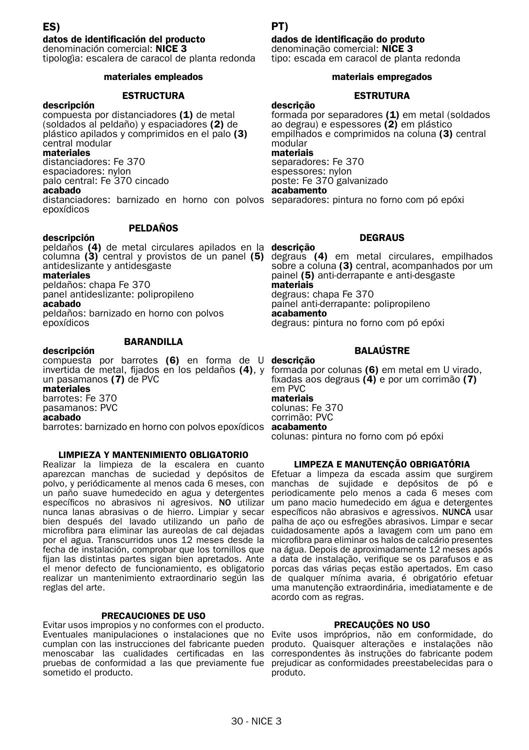## ES)

**datos de identificación del producto**
denominación comercial: **NICE 3**
tipologìa: escalera de caracol de planta redonda

### materiales empleados

#### ESTRUCTURA

**descripción**
compuesta por distanciadores **(1)** de metal (soldados al peldaño) y espaciadores **(2)** de plástico apilados y comprimidos en el palo **(3)** central modular
**materiales**
distanciadores: Fe 370
espaciadores: nylon
palo central: Fe 370 cincado
**acabado**
distanciadores: barnizado en horno con polvos epoxídicos

#### PELDAÑOS

**descripción**
peldaños **(4)** de metal circulares apilados en la columna **(3)** central y provistos de un panel **(5)** antideslizante y antidesgaste
**materiales**
peldaños: chapa Fe 370
panel antideslizante: polipropileno
**acabado**
peldaños: barnizado en horno con polvos epoxídicos

#### BARANDILLA

**descripción**
compuesta por barrotes **(6)** en forma de U invertida de metal, fijados en los peldaños **(4)**, y un pasamanos **(7)** de PVC
**materiales**
barrotes: Fe 370
pasamanos: PVC
**acabado**
barrotes: barnizado en horno con polvos epoxídicos

#### LIMPIEZA Y MANTENIMIENTO OBLIGATORIO

Realizar la limpieza de la escalera en cuanto aparezcan manchas de suciedad y depósitos de polvo, y periódicamente al menos cada 6 meses, con un paño suave humedecido en agua y detergentes específicos no abrasivos ni agresivos. **NO** utilizar nunca lanas abrasivas o de hierro. Limpiar y secar bien después del lavado utilizando un paño de microfibra para eliminar las aureolas de cal dejadas por el agua. Transcurridos unos 12 meses desde la fecha de instalación, comprobar que los tornillos que fijan las distintas partes sigan bien apretados. Ante el menor defecto de funcionamiento, es obligatorio realizar un mantenimiento extraordinario según las reglas del arte.

#### PRECAUCIONES DE USO

Evitar usos impropios y no conformes con el producto. Eventuales manipulaciones o instalaciones que no cumplan con las instrucciones del fabricante pueden menoscabar las cualidades certificadas en las pruebas de conformidad a las que previamente fue sometido el producto.

## PT)

**dados de identificação do produto**
denominação comercial: **NICE 3**
tipo: escada em caracol de planta redonda

### materiais empregados

#### ESTRUTURA

**descrição**
formada por separadores **(1)** em metal (soldados ao degrau) e espessores **(2)** em plástico empilhados e comprimidos na coluna **(3)** central modular
**materiais**
separadores: Fe 370
espessores: nylon
poste: Fe 370 galvanizado
**acabamento**
separadores: pintura no forno com pó epóxi

#### DEGRAUS

**descrição**
degraus **(4)** em metal circulares, empilhados sobre a coluna **(3)** central, acompanhados por um painel **(5)** anti-derrapante e anti-desgaste
**materiais**
degraus: chapa Fe 370
painel anti-derrapante: polipropileno
**acabamento**
degraus: pintura no forno com pó epóxi

#### BALAÚSTRE

**descrição**
formada por colunas **(6)** em metal em U virado, fixadas aos degraus **(4)** e por um corrimão **(7)** em PVC
**materiais**
colunas: Fe 370
corrimão: PVC
**acabamento**
colunas: pintura no forno com pó epóxi

#### LIMPEZA E MANUTENÇÃO OBRIGATÓRIA

Efetuar a limpeza da escada assim que surgirem manchas de sujidade e depósitos de pó e periodicamente pelo menos a cada 6 meses com um pano macio humedecido em água e detergentes específicos não abrasivos e agressivos. **NUNCA** usar palha de aço ou esfregões abrasivos. Limpar e secar cuidadosamente após a lavagem com um pano em microfibra para eliminar os halos de calcário presentes na água. Depois de aproximadamente 12 meses após a data de instalação, verifique se os parafusos e as porcas das várias peças estão apertados. Em caso de qualquer mínima avaria, é obrigatório efetuar uma manutenção extraordinária, imediatamente e de acordo com as regras.

#### PRECAUÇÕES NO USO

Evite usos impróprios, não em conformidade, do produto. Quaisquer alterações e instalações não correspondentes às instruções do fabricante podem prejudicar as conformidades preestabelecidas para o produto.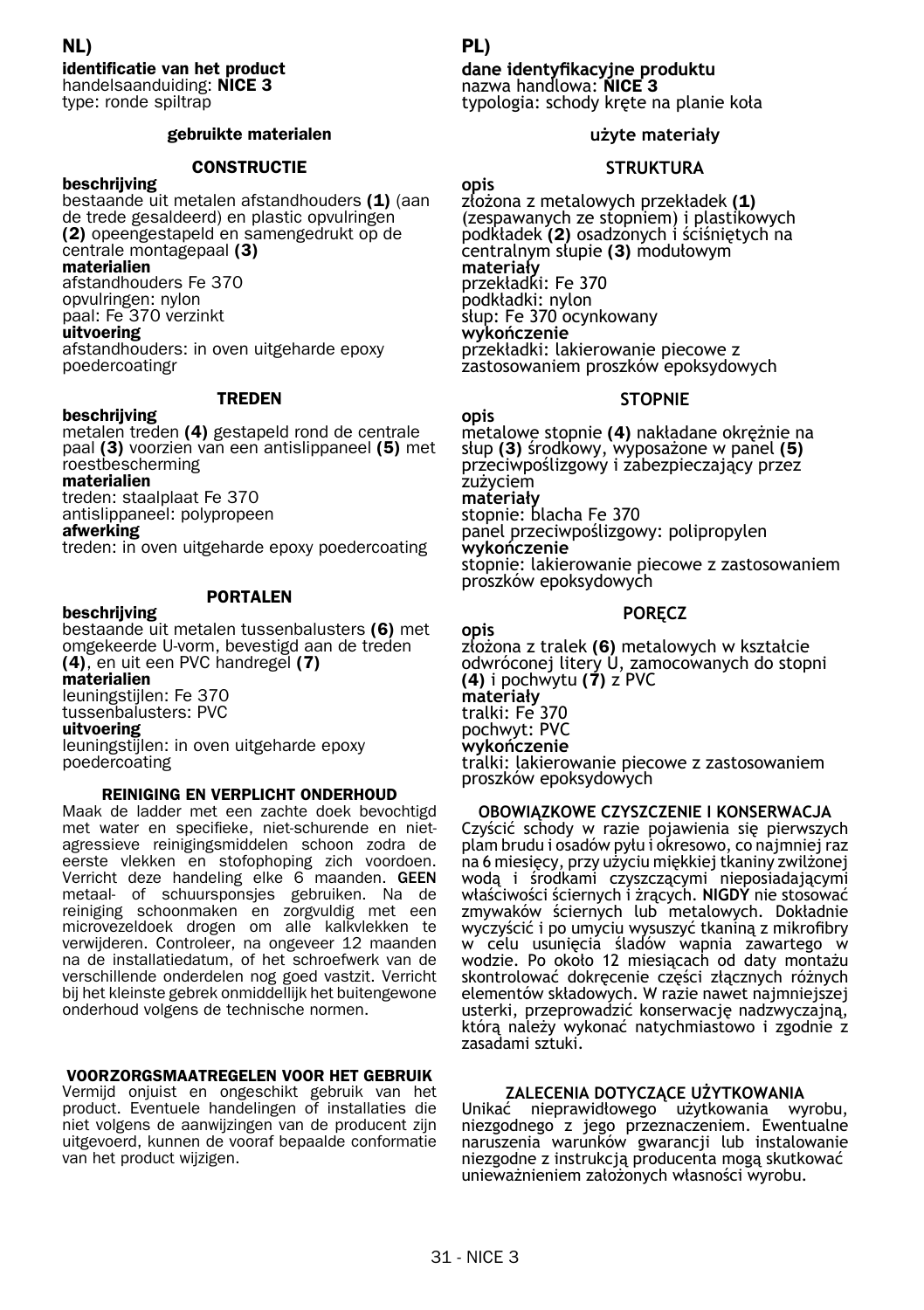## NL)

**identificatie van het product**
handelsaanduiding: **NICE 3**
type: ronde spiltrap

#### gebruikte materialen

#### CONSTRUCTIE

**beschrijving**
bestaande uit metalen afstandhouders **(1)** (aan de trede gesaldeerd) en plastic opvulringen **(2)** opeengestapeld en samengedrukt op de centrale montagepaal **(3)**
**materialien**
afstandhouders Fe 370
opvulringen: nylon
paal: Fe 370 verzinkt
**uitvoering**
afstandhouders: in oven uitgeharde epoxy poedercoatingr

#### TREDEN

**beschrijving**
metalen treden **(4)** gestapeld rond de centrale paal **(3)** voorzien van een antislippaneel **(5)** met roestbescherming
**materialien**
treden: staalplaat Fe 370
antislippaneel: polypropeen
**afwerking**
treden: in oven uitgeharde epoxy poedercoating

#### PORTALEN

**beschrijving**
bestaande uit metalen tussenbalusters **(6)** met omgekeerde U-vorm, bevestigd aan de treden **(4)**, en uit een PVC handregel **(7)**
**materialien**
leuningstijlen: Fe 370
tussenbalusters: PVC
**uitvoering**
leuningstijlen: in oven uitgeharde epoxy poedercoating

#### REINIGING EN VERPLICHT ONDERHOUD

Maak de ladder met een zachte doek bevochtigd met water en specifieke, niet-schurende en niet-agressieve reinigingsmiddelen schoon zodra de eerste vlekken en stofophoping zich voordoen. Verricht deze handeling elke 6 maanden. **GEEN** metaal- of schuursponsjes gebruiken. Na de reiniging schoonmaken en zorgvuldig met een microvezeldoek drogen om alle kalkvlekken te verwijderen. Controleer, na ongeveer 12 maanden na de installatiedatum, of het schroefwerk van de verschillende onderdelen nog goed vastzit. Verricht bij het kleinste gebrek onmiddellijk het buitengewone onderhoud volgens de technische normen.

#### VOORZORGSMAATREGELEN VOOR HET GEBRUIK

Vermijd onjuist en ongeschikt gebruik van het product. Eventuele handelingen of installaties die niet volgens de aanwijzingen van de producent zijn uitgevoerd, kunnen de vooraf bepaalde conformatie van het product wijzigen.

## PL)

**dane identyfikacyjne produktu**
nazwa handlowa: **NICE 3**
typologia: schody kręte na planie koła

#### użyte materiały

#### STRUKTURA

**opis**
złożona z metalowych przekładek **(1)** (zespawanych ze stopniem) i plastikowych podkładek **(2)** osadzonych i ściśniętych na centralnym słupie **(3)** modułowym
**materiały**
przekładki: Fe 370
podkładki: nylon
słup: Fe 370 ocynkowany
**wykończenie**
przekładki: lakierowanie piecowe z zastosowaniem proszków epoksydowych

#### STOPNIE

**opis**
metalowe stopnie **(4)** nakładane okrężnie na słup **(3)** środkowy, wyposażone w panel **(5)** przeciwpoślizgowy i zabezpieczający przez zużyciem
**materiały**
stopnie: blacha Fe 370
panel przeciwpoślizgowy: polipropylen
**wykończenie**
stopnie: lakierowanie piecowe z zastosowaniem proszków epoksydowych

#### PORĘCZ

**opis**
złożona z tralek **(6)** metalowych w kształcie odwróconej litery U, zamocowanych do stopni **(4)** i pochwytu **(7)** z PVC
**materiały**
tralki: Fe 370
pochwyt: PVC
**wykończenie**
tralki: lakierowanie piecowe z zastosowaniem proszków epoksydowych

#### OBOWIĄZKOWE CZYSZCZENIE I KONSERWACJA

Czyścić schody w razie pojawienia się pierwszych plam brudu i osadów pyłu i okresowo, co najmniej raz na 6 miesięcy, przy użyciu miękkiej tkaniny zwilżonej wodą i środkami czyszczącymi nieposiadającymi właściwości ściernych i żrących. **NIGDY** nie stosować zmywaków ściernych lub metalowych. Dokładnie wyczyścić i po umyciu wysuszyć tkaniną z mikrofibry w celu usunięcia śladów wapnia zawartego w wodzie. Po około 12 miesiącach od daty montażu skontrolować dokręcenie części złącznych różnych elementów składowych. W razie nawet najmniejszej usterki, przeprowadzić konserwację nadzwyczajną, którą należy wykonać natychmiastowo i zgodnie z zasadami sztuki.

#### ZALECENIA DOTYCZĄCE UŻYTKOWANIA

Unikać nieprawidłowego użytkowania wyrobu, niezgodnego z jego przeznaczeniem. Ewentualne naruszenia warunków gwarancji lub instalowanie niezgodne z instrukcją producenta mogą skutkować unieważnieniem założonych własności wyrobu.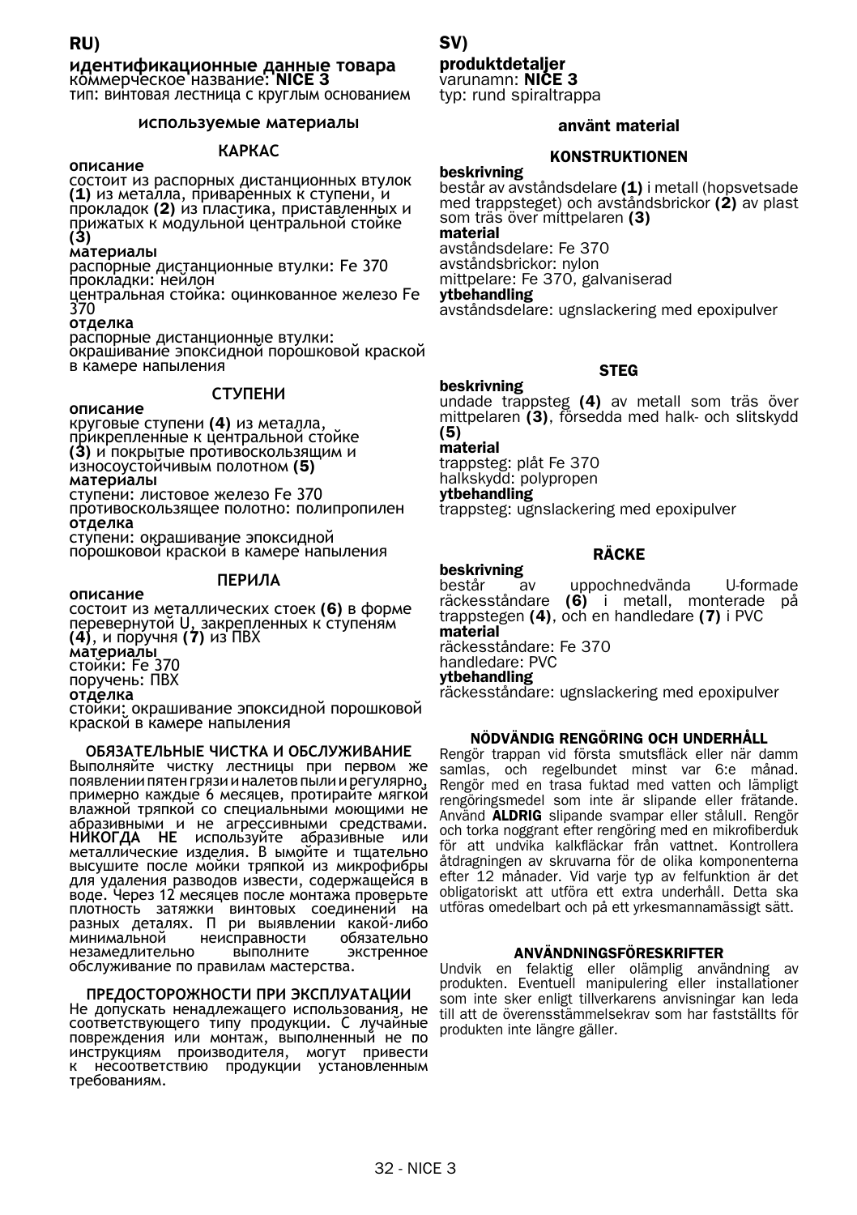# RU)

## идентификационные данные товара

коммерческое название: **NICE 3**
тип: винтовая лестница с круглым основанием

### используемые материалы

#### КАРКАС

**описание**
состоит из распорных дистанционных втулок **(1)** из металла, приваренных к ступени, и прокладок **(2)** из пластика, приставленных и прижатых к модульной центральной стойке **(3)**

**материалы**
распорные дистанционные втулки: Fe 370
прокладки: нейлон
центральная стойка: оцинкованное железо Fe 370

**отделка**
распорные дистанционные втулки: окрашивание эпоксидной порошковой краской в камере напыления

#### СТУПЕНИ

**описание**
круговые ступени **(4)** из металла, прикрепленные к центральной стойке **(3)** и покрытые противоскользящим и износоустойчивым полотном **(5)**

**материалы**
ступени: листовое железо Fe 370
противоскользящее полотно: полипропилен

**отделка**
ступени: окрашивание эпоксидной порошковой краской в камере напыления

#### ПЕРИЛА

**описание**
состоит из металлических стоек **(6)** в форме перевернутой U, закрепленных к ступеням **(4)**, и поручня **(7)** из ПВХ

**материалы**
стойки: Fe 370
поручень: ПВХ

**отделка**
стойки: окрашивание эпоксидной порошковой краской в камере напыления

### ОБЯЗАТЕЛЬНЫЕ ЧИСТКА И ОБСЛУЖИВАНИЕ

Выполняйте чистку лестницы при первом же появлении пятен грязи и налетов пыли и регулярно, примерно каждые 6 месяцев, протирайте мягкой влажной тряпкой со специальными моющими не абразивными и не агрессивными средствами. **НИКОГДА НЕ** используйте абразивные или металлические изделия. В ымойте и тщательно высушите после мойки тряпкой из микрофибры для удаления разводов извести, содержащейся в воде. Через 12 месяцев после монтажа проверьте плотность затяжки винтовых соединений на разных деталях. П ри выявлении какой-либо минимальной неисправности обязательно незамедлительно выполните экстренное обслуживание по правилам мастерства.

### ПРЕДОСТОРОЖНОСТИ ПРИ ЭКСПЛУАТАЦИИ

Не допускать ненадлежащего использования, не соответствующего типу продукции. С лучайные повреждения или монтаж, выполненный не по инструкциям производителя, могут привести к несоответствию продукции установленным требованиям.

# SV)

## produktdetaljer

varunamn: **NICE 3**
typ: rund spiraltrappa

### använt material

#### KONSTRUKTIONEN

**beskrivning**
består av avståndsdelare **(1)** i metall (hopsvetsade med trappsteget) och avståndsbrickor **(2)** av plast som träs över mittpelaren **(3)**

**material**
avståndsdelare: Fe 370
avståndsbrickor: nylon
mittpelare: Fe 370, galvaniserad

**ytbehandling**
avståndsdelare: ugnslackering med epoxipulver

#### STEG

**beskrivning**
undade trappsteg **(4)** av metall som träs över mittpelaren **(3)**, försedda med halk- och slitskydd **(5)**

**material**
trappsteg: plåt Fe 370
halkskydd: polypropen

**ytbehandling**
trappsteg: ugnslackering med epoxipulver

#### RÄCKE

**beskrivning**
består av uppochnedvända U-formade räckesståndare **(6)** i metall, monterade på trappstegen **(4)**, och en handledare **(7)** i PVC

**material**
räckesståndare: Fe 370
handledare: PVC

**ytbehandling**
räckesståndare: ugnslackering med epoxipulver

### NÖDVÄNDIG RENGÖRING OCH UNDERHÅLL

Rengör trappan vid första smutsfläck eller när damm samlas, och regelbundet minst var 6:e månad. Rengör med en trasa fuktad med vatten och lämpligt rengöringsmedel som inte är slipande eller frätande. Använd **ALDRIG** slipande svampar eller stålull. Rengör och torka noggrant efter rengöring med en mikrofiberduk för att undvika kalkfläckar från vattnet. Kontrollera åtdragningen av skruvarna för de olika komponenterna efter 12 månader. Vid varje typ av felfunktion är det obligatoriskt att utföra ett extra underhåll. Detta ska utföras omedelbart och på ett yrkesmannamässigt sätt.

### ANVÄNDNINGSFÖRESKRIFTER

Undvik en felaktig eller olämplig användning av produkten. Eventuell manipulering eller installationer som inte sker enligt tillverkarens anvisningar kan leda till att de överensstämmelsekrav som har fastställts för produkten inte längre gäller.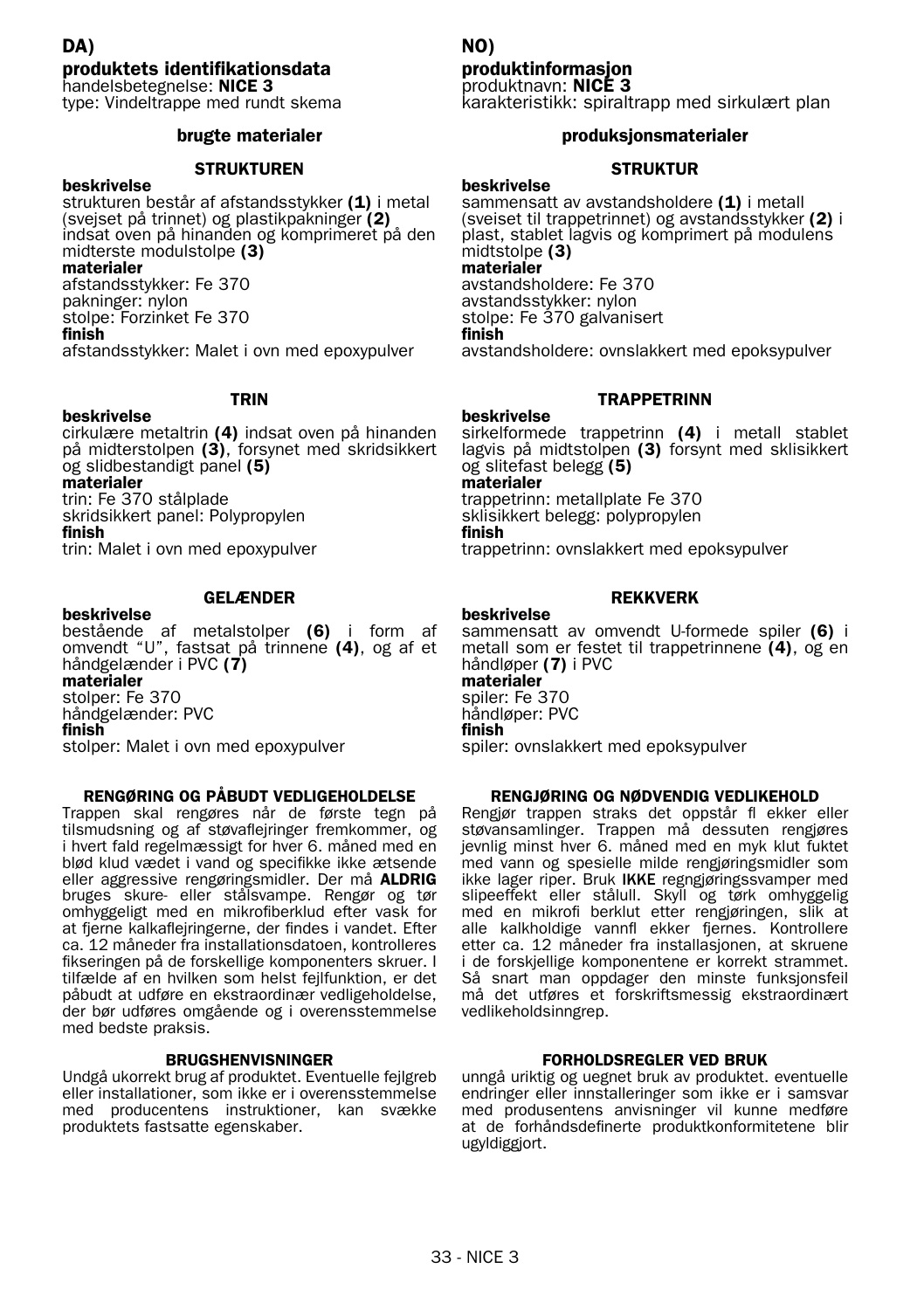## DA)

### produktets identifikationsdata

handelsbetegnelse: **NICE 3**
type: Vindeltrappe med rundt skema

#### brugte materialer

##### STRUKTUREN

**beskrivelse**
strukturen består af afstandsstykker **(1)** i metal (svejset på trinnet) og plastikpakninger **(2)** indsat oven på hinanden og komprimeret på den midterste modulstolpe **(3)**
**materialer**
afstandsstykker: Fe 370
pakninger: nylon
stolpe: Forzinket Fe 370
**finish**
afstandsstykker: Malet i ovn med epoxypulver

##### TRIN

**beskrivelse**
cirkulære metaltrin **(4)** indsat oven på hinanden på midterstolpen **(3)**, forsynet med skridsikkert og slidbestandigt panel **(5)**
**materialer**
trin: Fe 370 stålplade
skridsikkert panel: Polypropylen
**finish**
trin: Malet i ovn med epoxypulver

##### GELÆNDER

**beskrivelse**
bestående af metalstolper **(6)** i form af omvendt "U", fastsat på trinnene **(4)**, og af et håndgelænder i PVC **(7)**
**materialer**
stolper: Fe 370
håndgelænder: PVC
**finish**
stolper: Malet i ovn med epoxypulver

##### RENGØRING OG PÅBUDT VEDLIGEHOLDELSE

Trappen skal rengøres når de første tegn på tilsmudsning og af støvaflejringer fremkommer, og i hvert fald regelmæssigt for hver 6. måned med en blød klud vædet i vand og specifikke ikke ætsende eller aggressive rengøringsmidler. Der må **ALDRIG** bruges skure- eller stålsvampe. Rengør og tør omhyggeligt med en mikrofiberklud efter vask for at fjerne kalkaflejringerne, der findes i vandet. Efter ca. 12 måneder fra installationsdatoen, kontrolleres fikseringen på de forskellige komponenters skruer. I tilfælde af en hvilken som helst fejlfunktion, er det påbudt at udføre en ekstraordinær vedligeholdelse, der bør udføres omgående og i overensstemmelse med bedste praksis.

##### BRUGSHENVISNINGER

Undgå ukorrekt brug af produktet. Eventuelle fejlgreb eller installationer, som ikke er i overensstemmelse med producentens instruktioner, kan svække produktets fastsatte egenskaber.

## NO)

### produktinformasjon

produktnavn: **NICE 3**
karakteristikk: spiraltrapp med sirkulært plan

#### produksjonsmaterialer

##### STRUKTUR

**beskrivelse**
sammensatt av avstandsholdere **(1)** i metall (sveiset til trappetrinnet) og avstandsstykker **(2)** i plast, stablet lagvis og komprimert på modulens midtstolpe **(3)**
**materialer**
avstandsholdere: Fe 370
avstandsstykker: nylon
stolpe: Fe 370 galvanisert
**finish**
avstandsholdere: ovnslakkert med epoksypulver

##### TRAPPETRINN

**beskrivelse**
sirkelformede trappetrinn **(4)** i metall stablet lagvis på midtstolpen **(3)** forsynt med sklisikkert og slitefast belegg **(5)**
**materialer**
trappetrinn: metallplate Fe 370
sklisikkert belegg: polypropylen
**finish**
trappetrinn: ovnslakkert med epoksypulver

##### REKKVERK

**beskrivelse**
sammensatt av omvendt U-formede spiler **(6)** i metall som er festet til trappetrinnene **(4)**, og en håndløper **(7)** i PVC
**materialer**
spiler: Fe 370
håndløper: PVC
**finish**
spiler: ovnslakkert med epoksypulver

##### RENGJØRING OG NØDVENDIG VEDLIKEHOLD

Rengjør trappen straks det oppstår fl ekker eller støvansamlinger. Trappen må dessuten rengjøres jevnlig minst hver 6. måned med en myk klut fuktet med vann og spesielle milde rengjøringsmidler som ikke lager riper. Bruk **IKKE** regngjøringssvamper med slipeeffekt eller stålull. Skyll og tørk omhyggelig med en mikrofi berklut etter rengjøringen, slik at alle kalkholdige vannfl ekker fjernes. Kontrollere etter ca. 12 måneder fra installasjonen, at skruene i de forskjellige komponentene er korrekt strammet. Så snart man oppdager den minste funksjonsfeil må det utføres et forskriftsmessig ekstraordinært vedlikeholdsinngrep.

##### FORHOLDSREGLER VED BRUK

unngå uriktig og uegnet bruk av produktet. eventuelle endringer eller innstalleringer som ikke er i samsvar med produsentens anvisninger vil kunne medføre at de forhåndsdefinerte produktkonformitetene blir ugyldiggjort.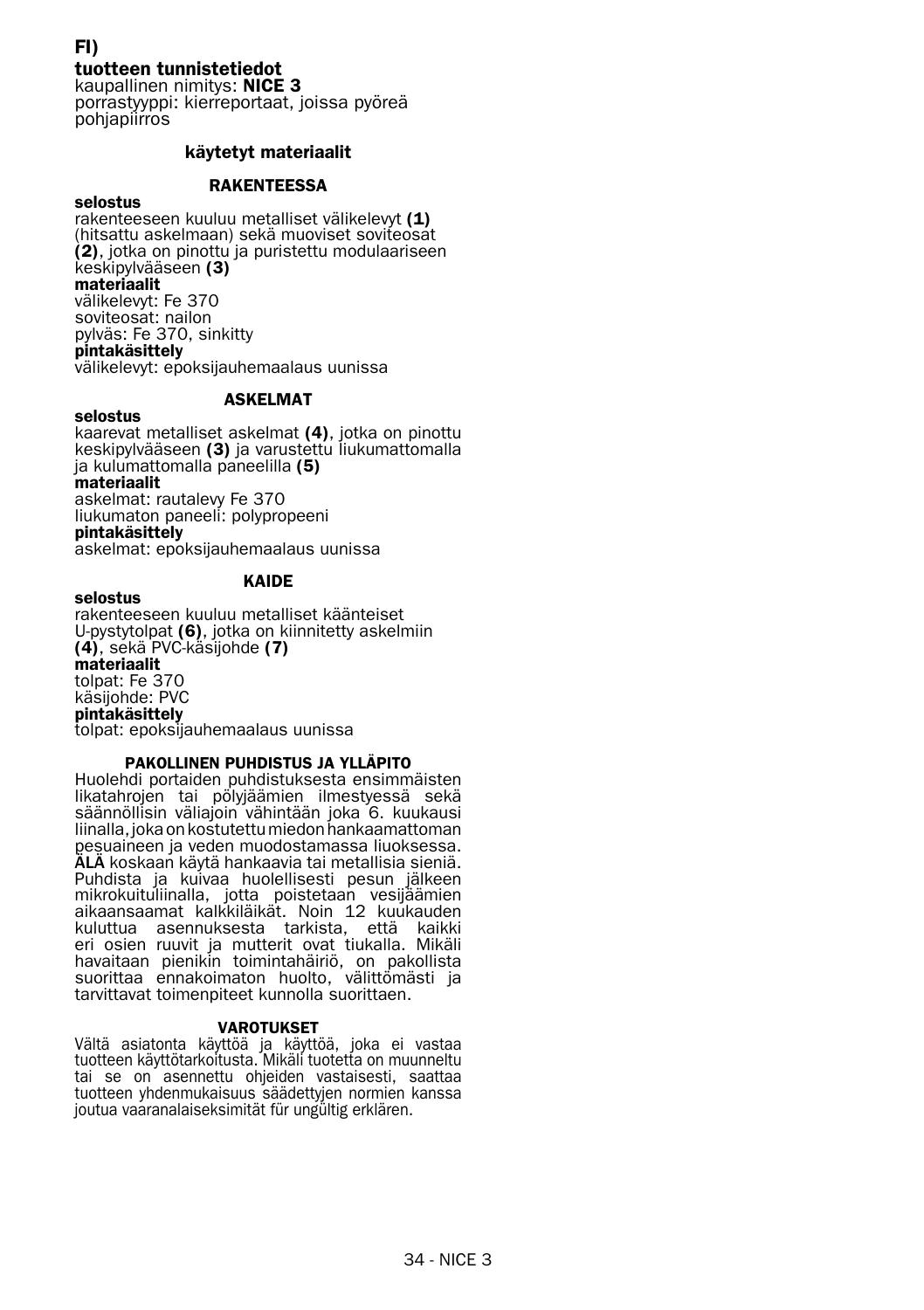# FI)

## tuotteen tunnistetiedot

kaupallinen nimitys: **NICE 3**
porrastyyppi: kierreportaat, joissa pyöreä pohjapiirros

### käytetyt materiaalit

#### RAKENTEESSA

**selostus**
rakenteeseen kuuluu metalliset välikelevyt **(1)** (hitsattu askelmaan) sekä muoviset soviteosat **(2)**, jotka on pinottu ja puristettu modulaariseen keskipylvääseen **(3)**
**materiaalit**
välikelevyt: Fe 370
soviteosat: nailon
pylväs: Fe 370, sinkitty
**pintakäsittely**
välikelevyt: epoksijauhemaalaus uunissa

#### ASKELMAT

**selostus**
kaarevat metalliset askelmat **(4)**, jotka on pinottu keskipylvääseen **(3)** ja varustettu liukumattomalla ja kulumattomalla paneelilla **(5)**
**materiaalit**
askelmat: rautalevy Fe 370
liukumaton paneeli: polypropeeni
**pintakäsittely**
askelmat: epoksijauhemaalaus uunissa

#### KAIDE

**selostus**
rakenteeseen kuuluu metalliset käänteiset U-pystytolpat **(6)**, jotka on kiinnitetty askelmiin **(4)**, sekä PVC-käsijohde **(7)**
**materiaalit**
tolpat: Fe 370
käsijohde: PVC
**pintakäsittely**
tolpat: epoksijauhemaalaus uunissa

#### PAKOLLINEN PUHDISTUS JA YLLÄPITO

Huolehdi portaiden puhdistuksesta ensimmäisten likatahrojen tai pölyjäämien ilmestyessä sekä säännöllisin väliajoin vähintään joka 6. kuukausi liinalla, joka on kostutettu miedon hankaamattoman pesuaineen ja veden muodostamassa liuoksessa. **ÄLÄ** koskaan käytä hankaavia tai metallisia sieniä. Puhdista ja kuivaa huolellisesti pesun jälkeen mikrokuituliinalla, jotta poistetaan vesijäämien aikaansaamat kalkkiläikät. Noin 12 kuukauden kuluttua asennuksesta tarkista, että kaikki eri osien ruuvit ja mutterit ovat tiukalla. Mikäli havaitaan pienikin toimintahäiriö, on pakollista suorittaa ennakoimaton huolto, välittömästi ja tarvittavat toimenpiteet kunnolla suorittaen.

#### VAROTUKSET

Vältä asiatonta käyttöä ja käyttöä, joka ei vastaa tuotteen käyttötarkoitusta. Mikäli tuotetta on muunneltu tai se on asennettu ohjeiden vastaisesti, saattaa tuotteen yhdenmukaisuus säädettyjen normien kanssa joutua vaaranalaiseksimität für ungültig erklären.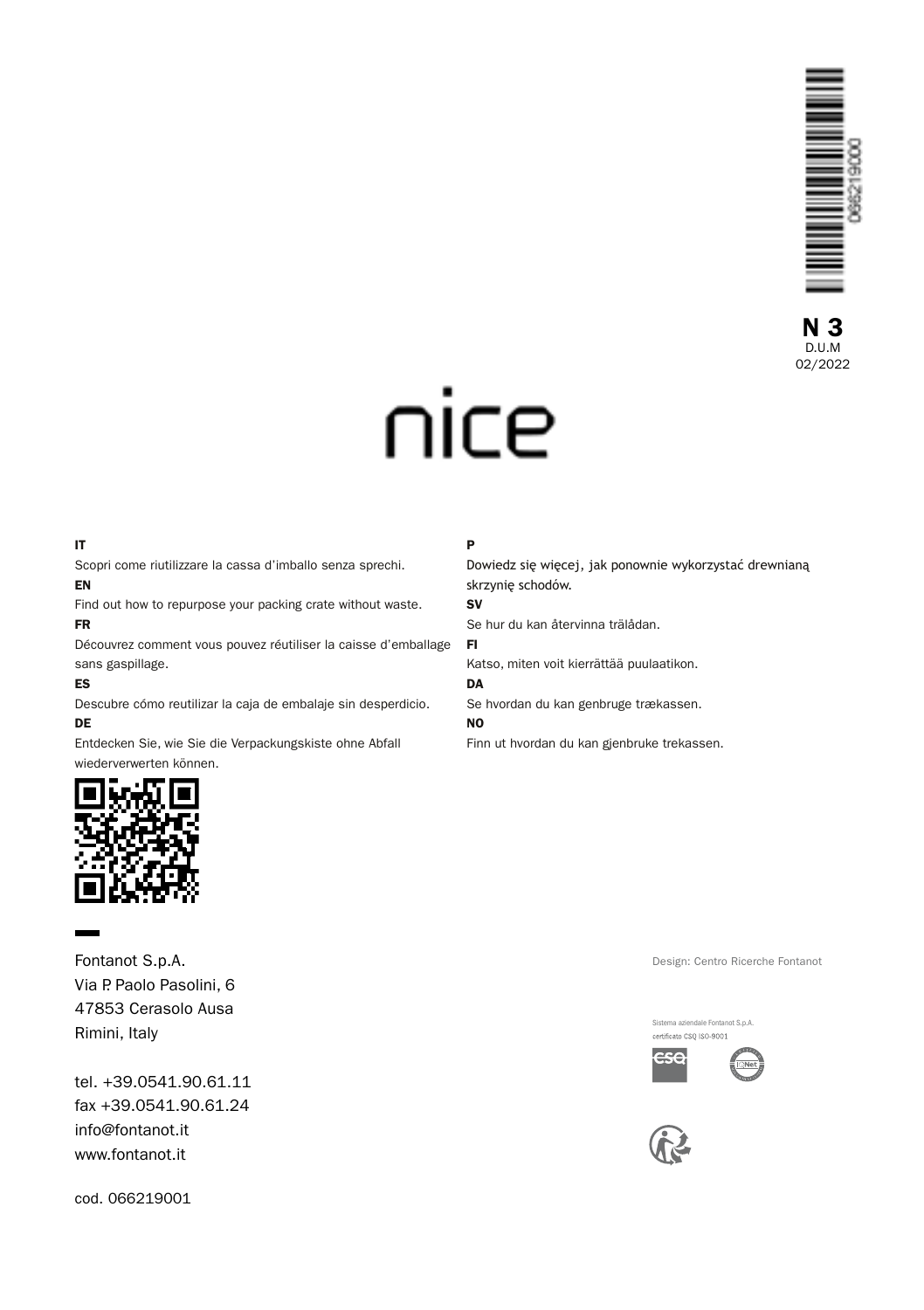066219000

**N 3**
D.U.M
02/2022

nice

**IT**

Scopri come riutilizzare la cassa d'imballo senza sprechi.

**EN**

Find out how to repurpose your packing crate without waste.

**FR**

Découvrez comment vous pouvez réutiliser la caisse d'emballage sans gaspillage.

**ES**

Descubre cómo reutilizar la caja de embalaje sin desperdicio.

**DE**

Entdecken Sie, wie Sie die Verpackungskiste ohne Abfall wiederverwerten können.

**P**

Dowiedz się więcej, jak ponownie wykorzystać drewnianą skrzynię schodów.

**SV**

Se hur du kan återvinna trälådan.

**FI**

Katso, miten voit kierrättää puulaatikon.

**DA**

Se hvordan du kan genbruge trækassen.

**NO**

Finn ut hvordan du kan gjenbruke trekassen.

Fontanot S.p.A.
Via P. Paolo Pasolini, 6
47853 Cerasolo Ausa
Rimini, Italy

tel. +39.0541.90.61.11
fax +39.0541.90.61.24
info@fontanot.it
www.fontanot.it

cod. 066219001

Design: Centro Ricerche Fontanot

Sistema aziendale Fontanot S.p.A.
certificato CSQ ISO-9001